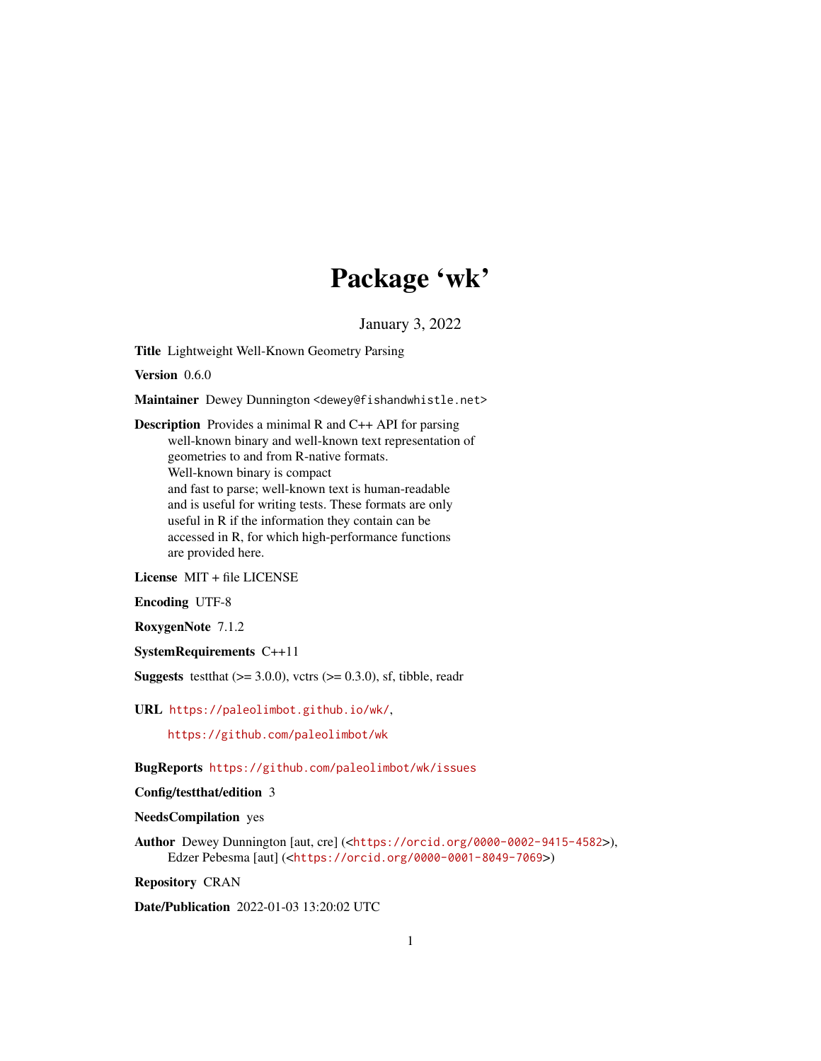# Package 'wk'

January 3, 2022

**Title** Lightweight Well-Known Geometry Parsing

**Version** 0.6.0

**Maintainer** Dewey Dunnington <dewey@fishandwhistle.net>

**Description** Provides a minimal R and C++ API for parsing well-known binary and well-known text representation of geometries to and from R-native formats. Well-known binary is compact and fast to parse; well-known text is human-readable and is useful for writing tests. These formats are only useful in R if the information they contain can be accessed in R, for which high-performance functions are provided here.

**License** MIT + file LICENSE

**Encoding** UTF-8

**RoxygenNote** 7.1.2

**SystemRequirements** C++11

**Suggests** testthat (>= 3.0.0), vctrs (>= 0.3.0), sf, tibble, readr

**URL** https://paleolimbot.github.io/wk/,

https://github.com/paleolimbot/wk

**BugReports** https://github.com/paleolimbot/wk/issues

**Config/testthat/edition** 3

**NeedsCompilation** yes

**Author** Dewey Dunnington [aut, cre] (<https://orcid.org/0000-0002-9415-4582>), Edzer Pebesma [aut] (<https://orcid.org/0000-0001-8049-7069>)

**Repository** CRAN

**Date/Publication** 2022-01-03 13:20:02 UTC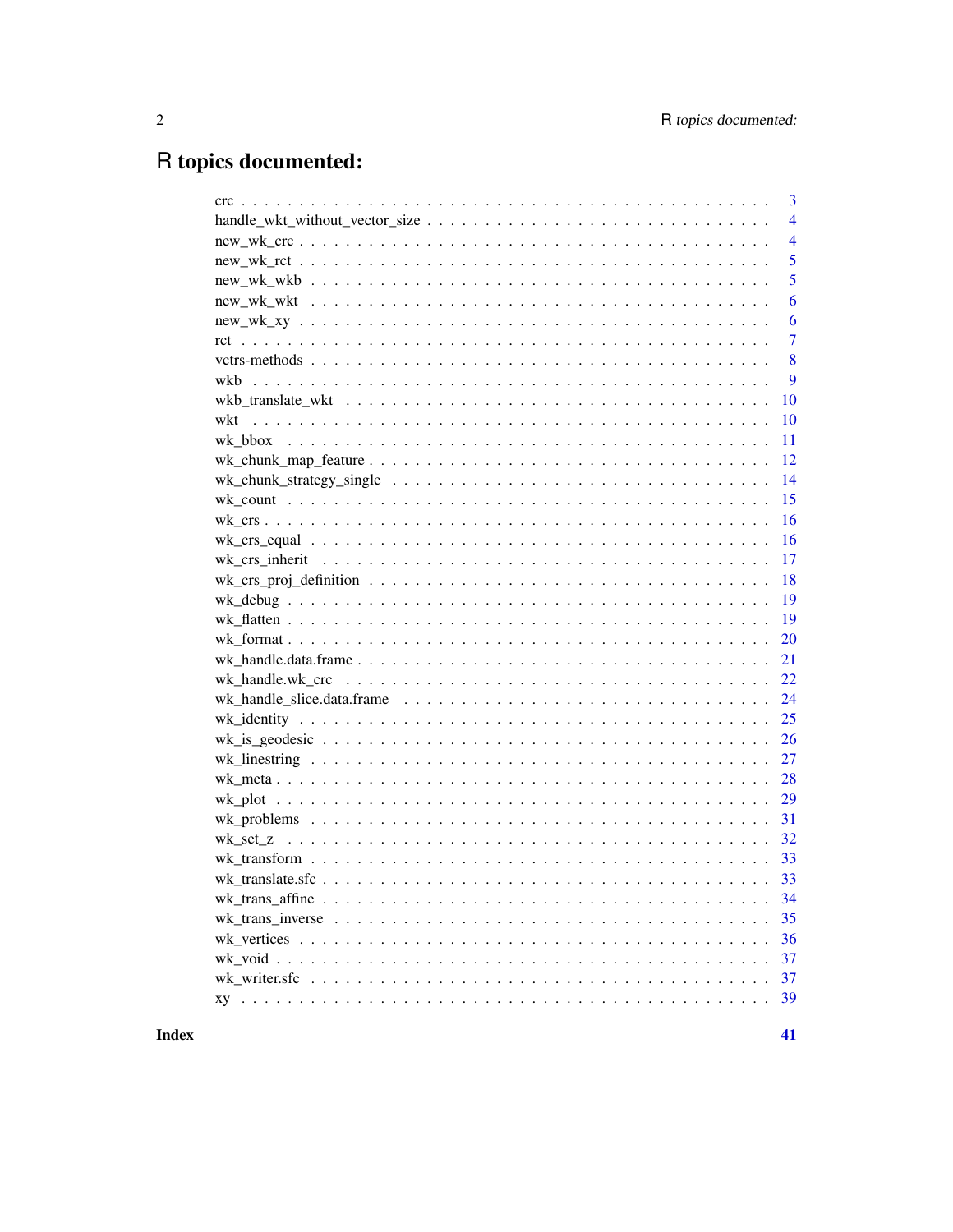# R topics documented:

| | |
|---|---|
| crc | 3 |
| handle_wkt_without_vector_size | 4 |
| new_wk_crc | 4 |
| new_wk_rct | 5 |
| new_wk_wkb | 5 |
| new_wk_wkt | 6 |
| new_wk_xy | 6 |
| rct | 7 |
| vctrs-methods | 8 |
| wkb | 9 |
| wkb_translate_wkt | 10 |
| wkt | 10 |
| wk_bbox | 11 |
| wk_chunk_map_feature | 12 |
| wk_chunk_strategy_single | 14 |
| wk_count | 15 |
| wk_crs | 16 |
| wk_crs_equal | 16 |
| wk_crs_inherit | 17 |
| wk_crs_proj_definition | 18 |
| wk_debug | 19 |
| wk_flatten | 19 |
| wk_format | 20 |
| wk_handle.data.frame | 21 |
| wk_handle.wk_crc | 22 |
| wk_handle_slice.data.frame | 24 |
| wk_identity | 25 |
| wk_is_geodesic | 26 |
| wk_linestring | 27 |
| wk_meta | 28 |
| wk_plot | 29 |
| wk_problems | 31 |
| wk_set_z | 32 |
| wk_transform | 33 |
| wk_translate.sfc | 33 |
| wk_trans_affine | 34 |
| wk_trans_inverse | 35 |
| wk_vertices | 36 |
| wk_void | 37 |
| wk_writer.sfc | 37 |
| xy | 39 |
| **Index** | **41** |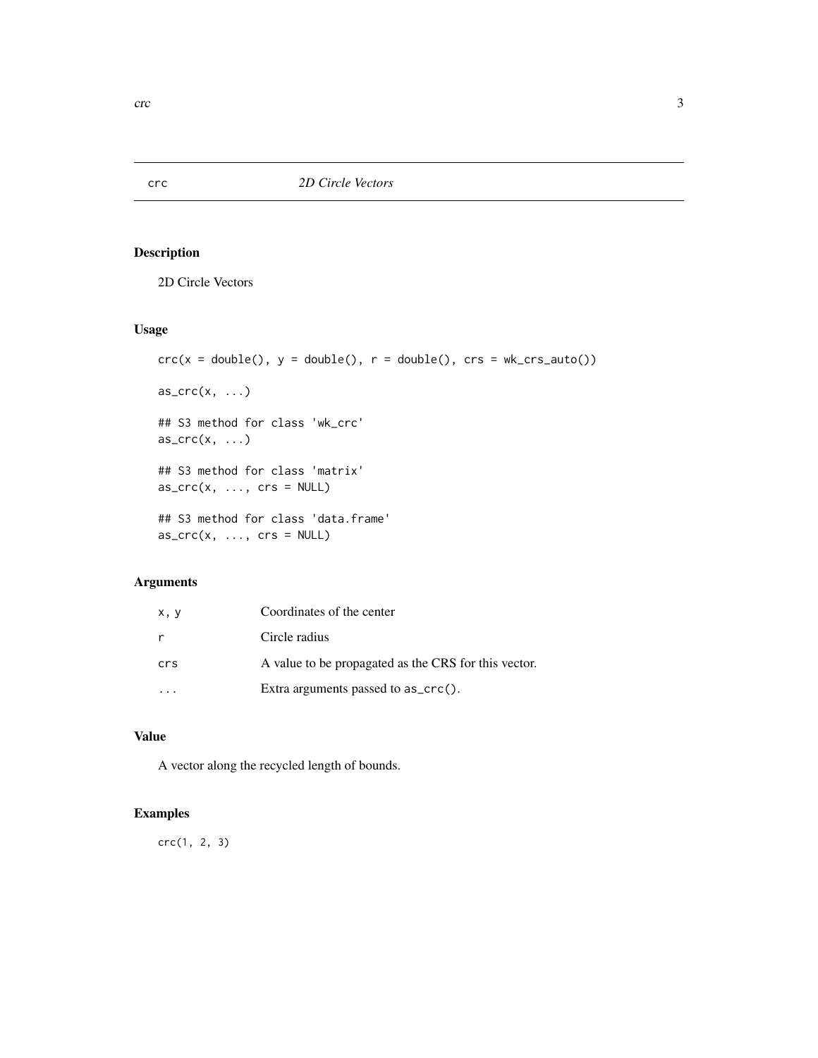# crc — *2D Circle Vectors*

## Description

2D Circle Vectors

## Usage

```
crc(x = double(), y = double(), r = double(), crs = wk_crs_auto())

as_crc(x, ...)

## S3 method for class 'wk_crc'
as_crc(x, ...)

## S3 method for class 'matrix'
as_crc(x, ..., crs = NULL)

## S3 method for class 'data.frame'
as_crc(x, ..., crs = NULL)
```

## Arguments

| | |
|---|---|
| `x, y` | Coordinates of the center |
| `r` | Circle radius |
| `crs` | A value to be propagated as the CRS for this vector. |
| `...` | Extra arguments passed to `as_crc()`. |

## Value

A vector along the recycled length of bounds.

## Examples

```
crc(1, 2, 3)
```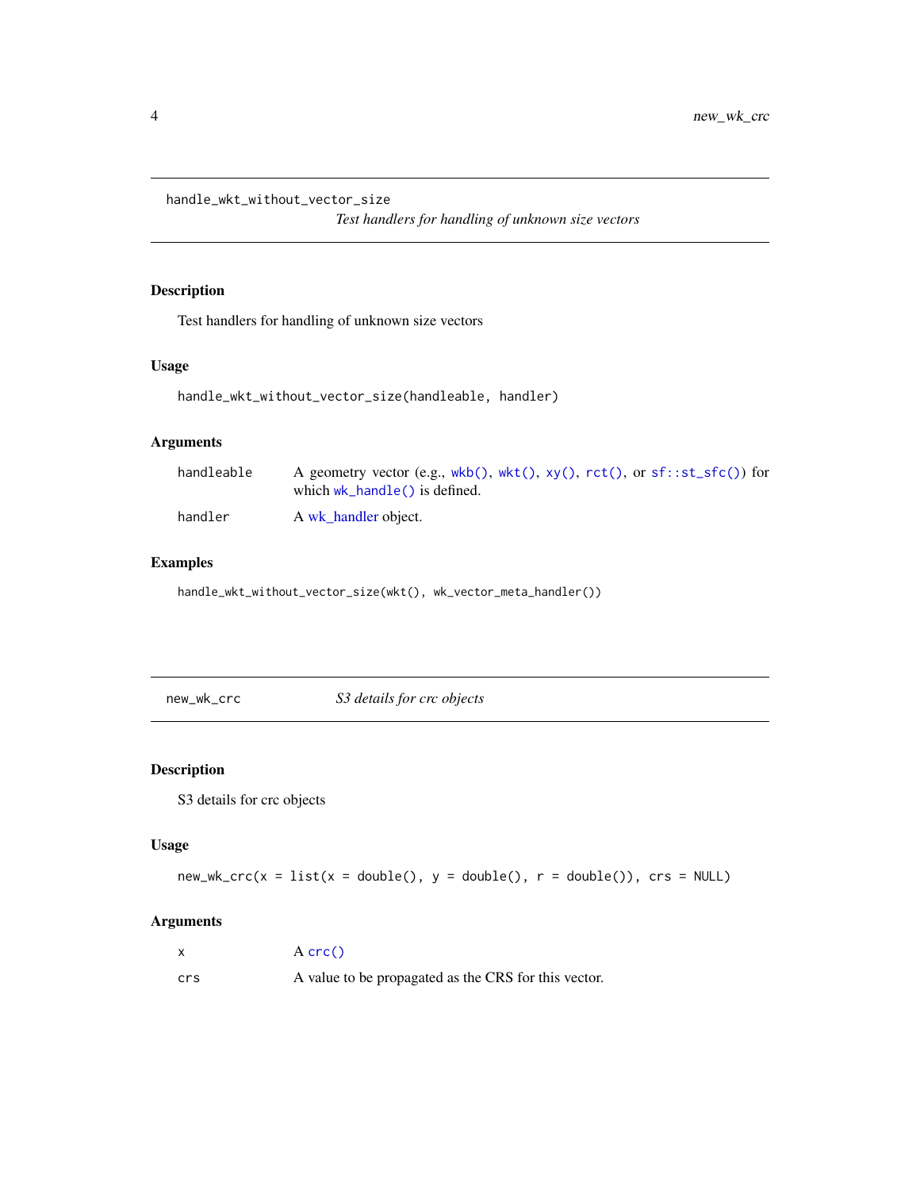## handle_wkt_without_vector_size

*Test handlers for handling of unknown size vectors*

### Description

Test handlers for handling of unknown size vectors

### Usage

```
handle_wkt_without_vector_size(handleable, handler)
```

### Arguments

| | |
|---|---|
| handleable | A geometry vector (e.g., `wkb()`, `wkt()`, `xy()`, `rct()`, or `sf::st_sfc()`) for which `wk_handle()` is defined. |
| handler | A wk_handler object. |

### Examples

```
handle_wkt_without_vector_size(wkt(), wk_vector_meta_handler())
```

## new_wk_crc

*S3 details for crc objects*

### Description

S3 details for crc objects

### Usage

```
new_wk_crc(x = list(x = double(), y = double(), r = double()), crs = NULL)
```

### Arguments

| | |
|---|---|
| x | A `crc()` |
| crs | A value to be propagated as the CRS for this vector. |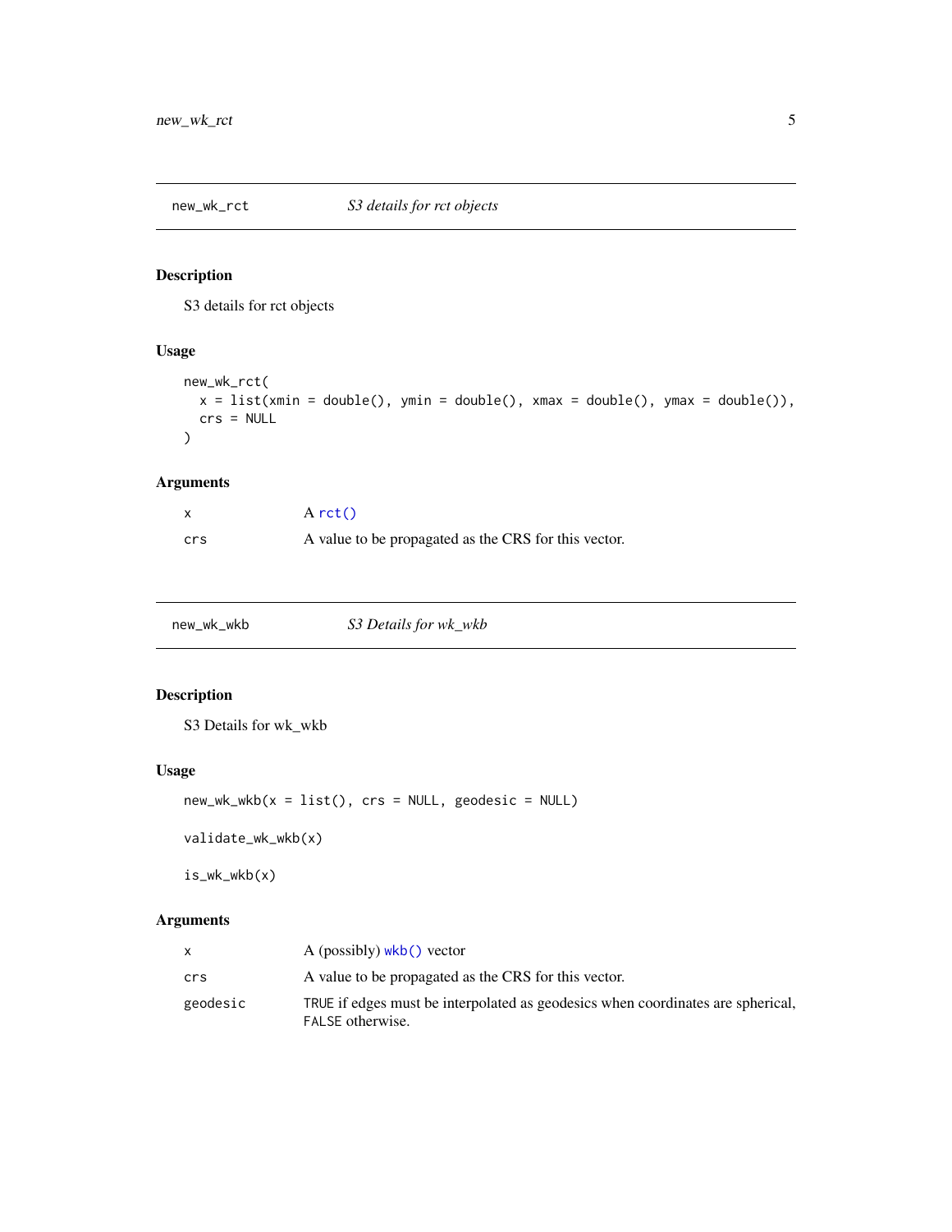## new_wk_rct — *S3 details for rct objects*

### Description

S3 details for rct objects

### Usage

```
new_wk_rct(
  x = list(xmin = double(), ymin = double(), xmax = double(), ymax = double()),
  crs = NULL
)
```

### Arguments

| | |
|---|---|
| `x` | A `rct()` |
| `crs` | A value to be propagated as the CRS for this vector. |

## new_wk_wkb — *S3 Details for wk_wkb*

### Description

S3 Details for wk_wkb

### Usage

```
new_wk_wkb(x = list(), crs = NULL, geodesic = NULL)

validate_wk_wkb(x)

is_wk_wkb(x)
```

### Arguments

| | |
|---|---|
| `x` | A (possibly) `wkb()` vector |
| `crs` | A value to be propagated as the CRS for this vector. |
| `geodesic` | `TRUE` if edges must be interpolated as geodesics when coordinates are spherical, `FALSE` otherwise. |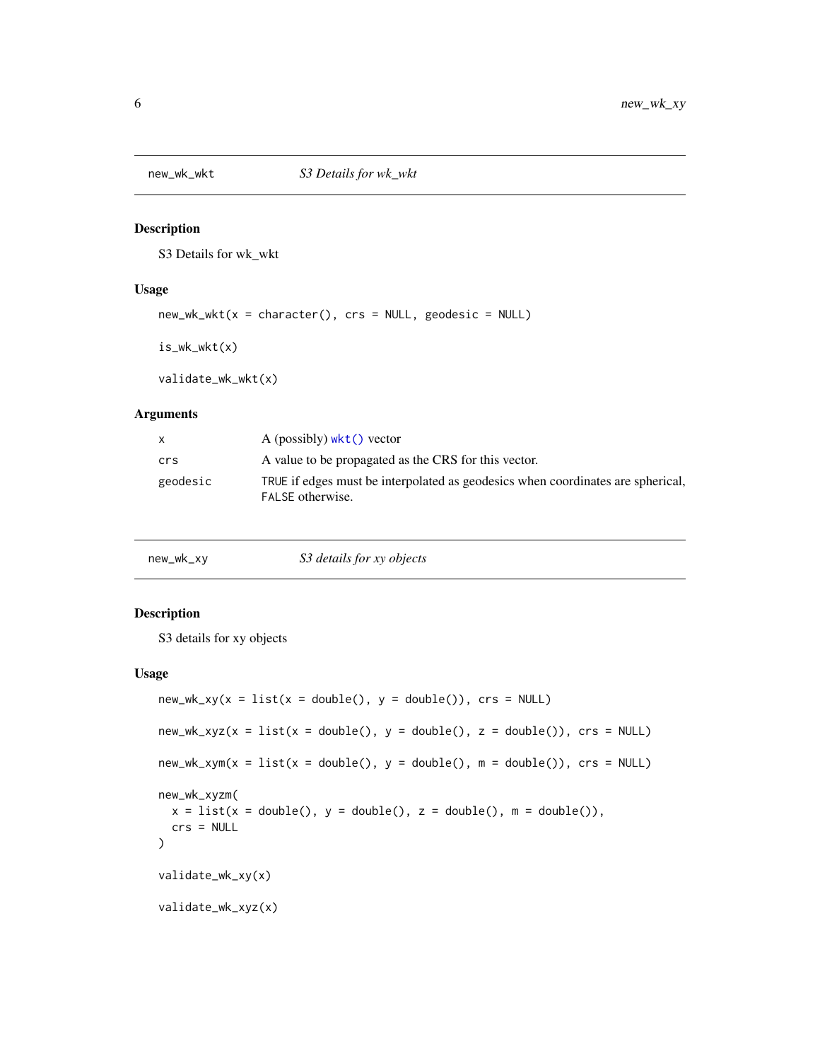## new_wk_wkt — *S3 Details for wk_wkt*

### Description

S3 Details for wk_wkt

### Usage

```
new_wk_wkt(x = character(), crs = NULL, geodesic = NULL)

is_wk_wkt(x)

validate_wk_wkt(x)
```

### Arguments

| | |
|---|---|
| `x` | A (possibly) `wkt()` vector |
| `crs` | A value to be propagated as the CRS for this vector. |
| `geodesic` | `TRUE` if edges must be interpolated as geodesics when coordinates are spherical, `FALSE` otherwise. |

## new_wk_xy — *S3 details for xy objects*

### Description

S3 details for xy objects

### Usage

```
new_wk_xy(x = list(x = double(), y = double()), crs = NULL)

new_wk_xyz(x = list(x = double(), y = double(), z = double()), crs = NULL)

new_wk_xym(x = list(x = double(), y = double(), m = double()), crs = NULL)

new_wk_xyzm(
  x = list(x = double(), y = double(), z = double(), m = double()),
  crs = NULL
)

validate_wk_xy(x)

validate_wk_xyz(x)
```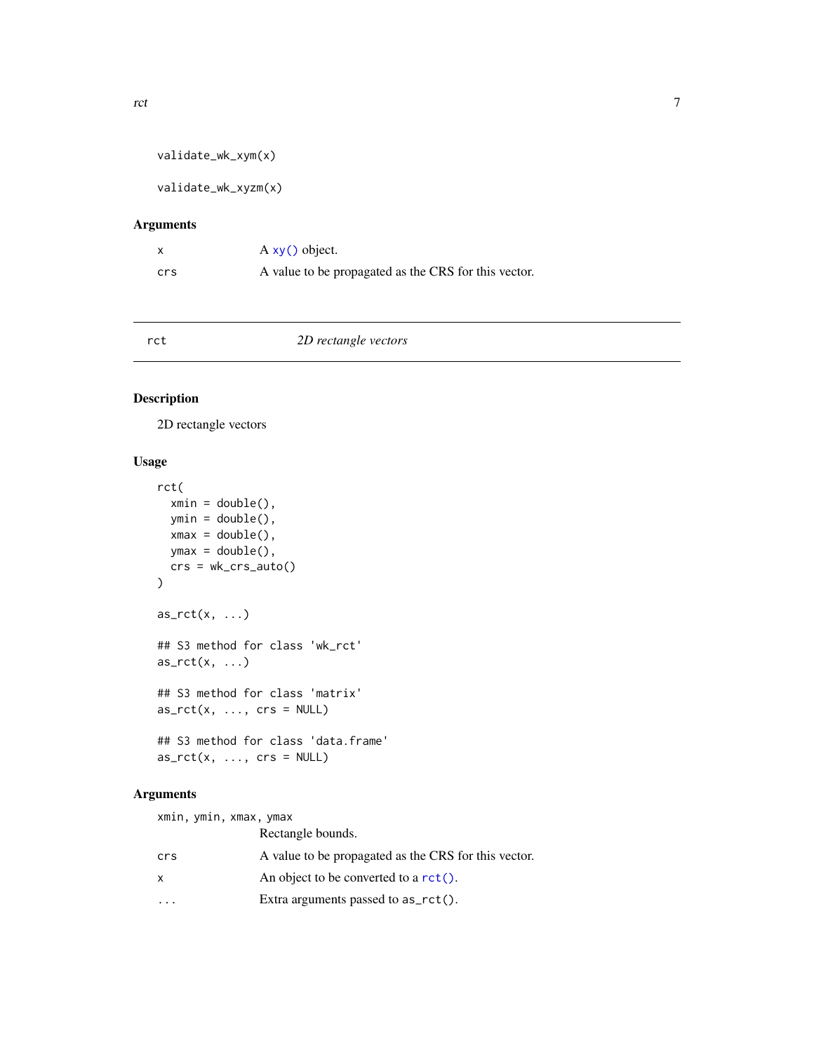```
validate_wk_xym(x)

validate_wk_xyzm(x)
```

### Arguments

| | |
|---|---|
| x | A xy() object. |
| crs | A value to be propagated as the CRS for this vector. |

---

## rct — *2D rectangle vectors*

---

### Description

2D rectangle vectors

### Usage

```
rct(
  xmin = double(),
  ymin = double(),
  xmax = double(),
  ymax = double(),
  crs = wk_crs_auto()
)

as_rct(x, ...)

## S3 method for class 'wk_rct'
as_rct(x, ...)

## S3 method for class 'matrix'
as_rct(x, ..., crs = NULL)

## S3 method for class 'data.frame'
as_rct(x, ..., crs = NULL)
```

### Arguments

| | |
|---|---|
| xmin, ymin, xmax, ymax | Rectangle bounds. |
| crs | A value to be propagated as the CRS for this vector. |
| x | An object to be converted to a rct(). |
| ... | Extra arguments passed to as_rct(). |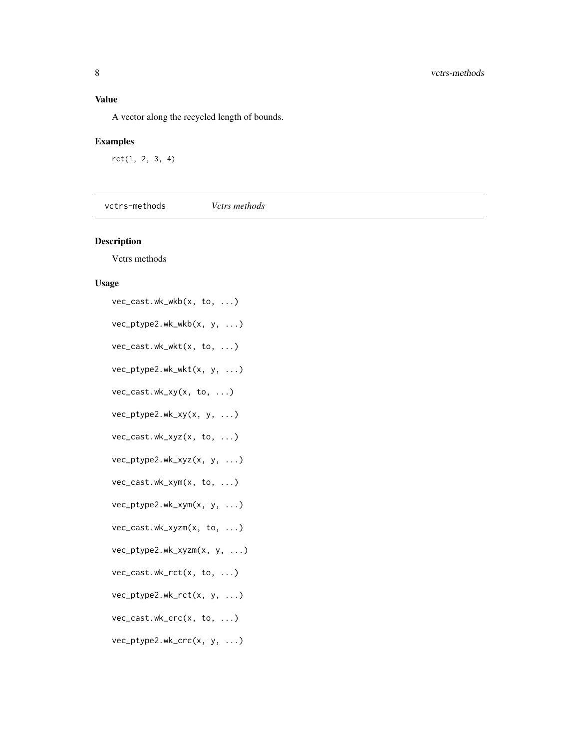### Value

A vector along the recycled length of bounds.

### Examples

```
rct(1, 2, 3, 4)
```

---

## vctrs-methods    *Vctrs methods*

### Description

Vctrs methods

### Usage

```
vec_cast.wk_wkb(x, to, ...)

vec_ptype2.wk_wkb(x, y, ...)

vec_cast.wk_wkt(x, to, ...)

vec_ptype2.wk_wkt(x, y, ...)

vec_cast.wk_xy(x, to, ...)

vec_ptype2.wk_xy(x, y, ...)

vec_cast.wk_xyz(x, to, ...)

vec_ptype2.wk_xyz(x, y, ...)

vec_cast.wk_xym(x, to, ...)

vec_ptype2.wk_xym(x, y, ...)

vec_cast.wk_xyzm(x, to, ...)

vec_ptype2.wk_xyzm(x, y, ...)

vec_cast.wk_rct(x, to, ...)

vec_ptype2.wk_rct(x, y, ...)

vec_cast.wk_crc(x, to, ...)

vec_ptype2.wk_crc(x, y, ...)
```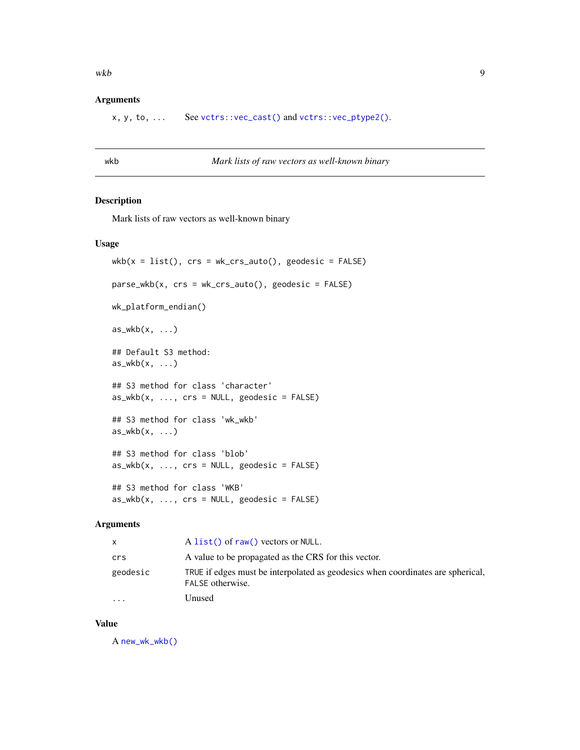### Arguments

| | |
|---|---|
| x, y, to, ... | See `vctrs::vec_cast()` and `vctrs::vec_ptype2()`. |

---

## wkb — *Mark lists of raw vectors as well-known binary*

### Description

Mark lists of raw vectors as well-known binary

### Usage

```
wkb(x = list(), crs = wk_crs_auto(), geodesic = FALSE)

parse_wkb(x, crs = wk_crs_auto(), geodesic = FALSE)

wk_platform_endian()

as_wkb(x, ...)

## Default S3 method:
as_wkb(x, ...)

## S3 method for class 'character'
as_wkb(x, ..., crs = NULL, geodesic = FALSE)

## S3 method for class 'wk_wkb'
as_wkb(x, ...)

## S3 method for class 'blob'
as_wkb(x, ..., crs = NULL, geodesic = FALSE)

## S3 method for class 'WKB'
as_wkb(x, ..., crs = NULL, geodesic = FALSE)
```

### Arguments

| | |
|---|---|
| x | A `list()` of `raw()` vectors or `NULL`. |
| crs | A value to be propagated as the CRS for this vector. |
| geodesic | `TRUE` if edges must be interpolated as geodesics when coordinates are spherical, `FALSE` otherwise. |
| ... | Unused |

### Value

A `new_wk_wkb()`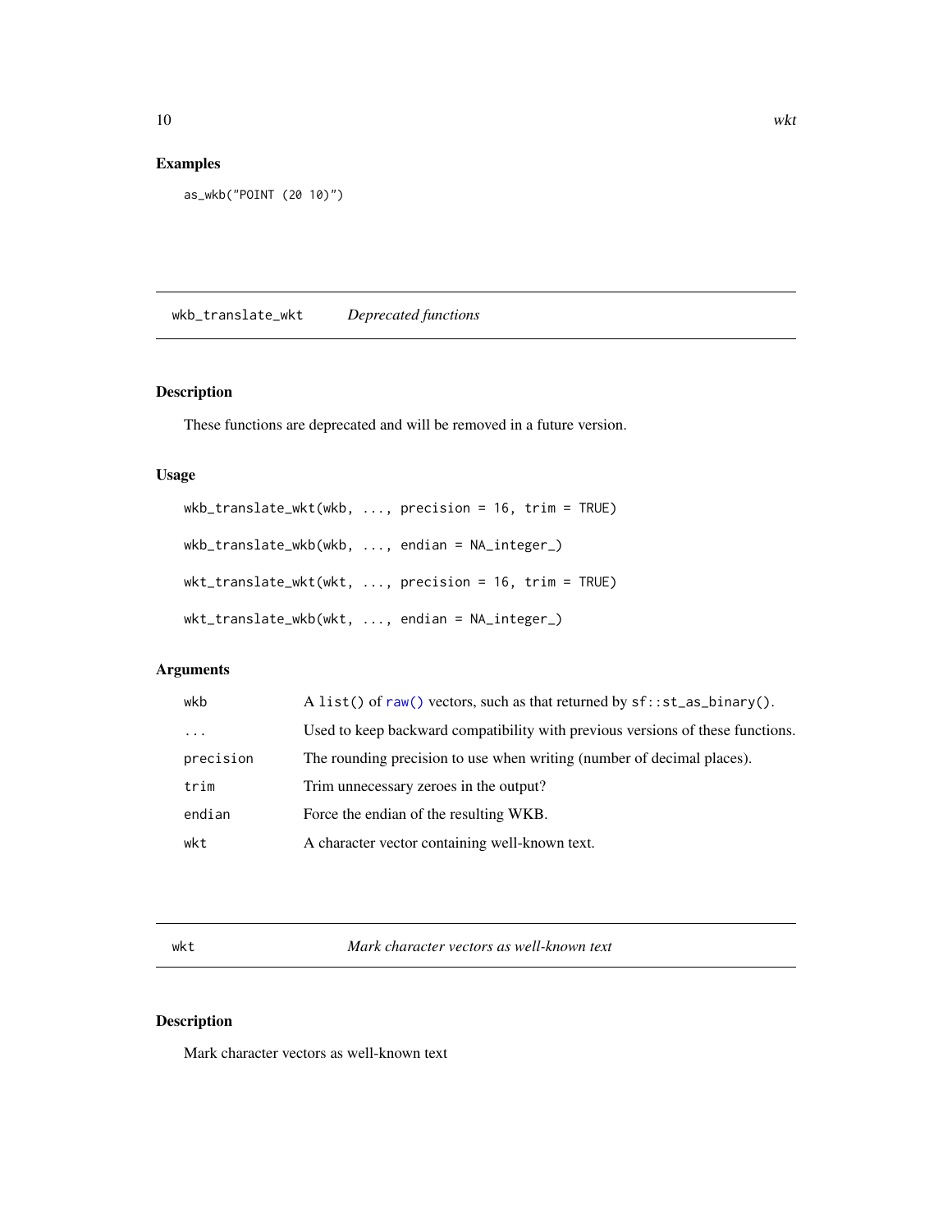## Examples

```
as_wkb("POINT (20 10)")
```

---

# wkb_translate_wkt — *Deprecated functions*

## Description

These functions are deprecated and will be removed in a future version.

## Usage

```
wkb_translate_wkt(wkb, ..., precision = 16, trim = TRUE)

wkb_translate_wkb(wkb, ..., endian = NA_integer_)

wkt_translate_wkt(wkt, ..., precision = 16, trim = TRUE)

wkt_translate_wkb(wkt, ..., endian = NA_integer_)
```

## Arguments

| | |
|---|---|
| wkb | A list() of raw() vectors, such as that returned by sf::st_as_binary(). |
| ... | Used to keep backward compatibility with previous versions of these functions. |
| precision | The rounding precision to use when writing (number of decimal places). |
| trim | Trim unnecessary zeroes in the output? |
| endian | Force the endian of the resulting WKB. |
| wkt | A character vector containing well-known text. |

---

# wkt — *Mark character vectors as well-known text*

## Description

Mark character vectors as well-known text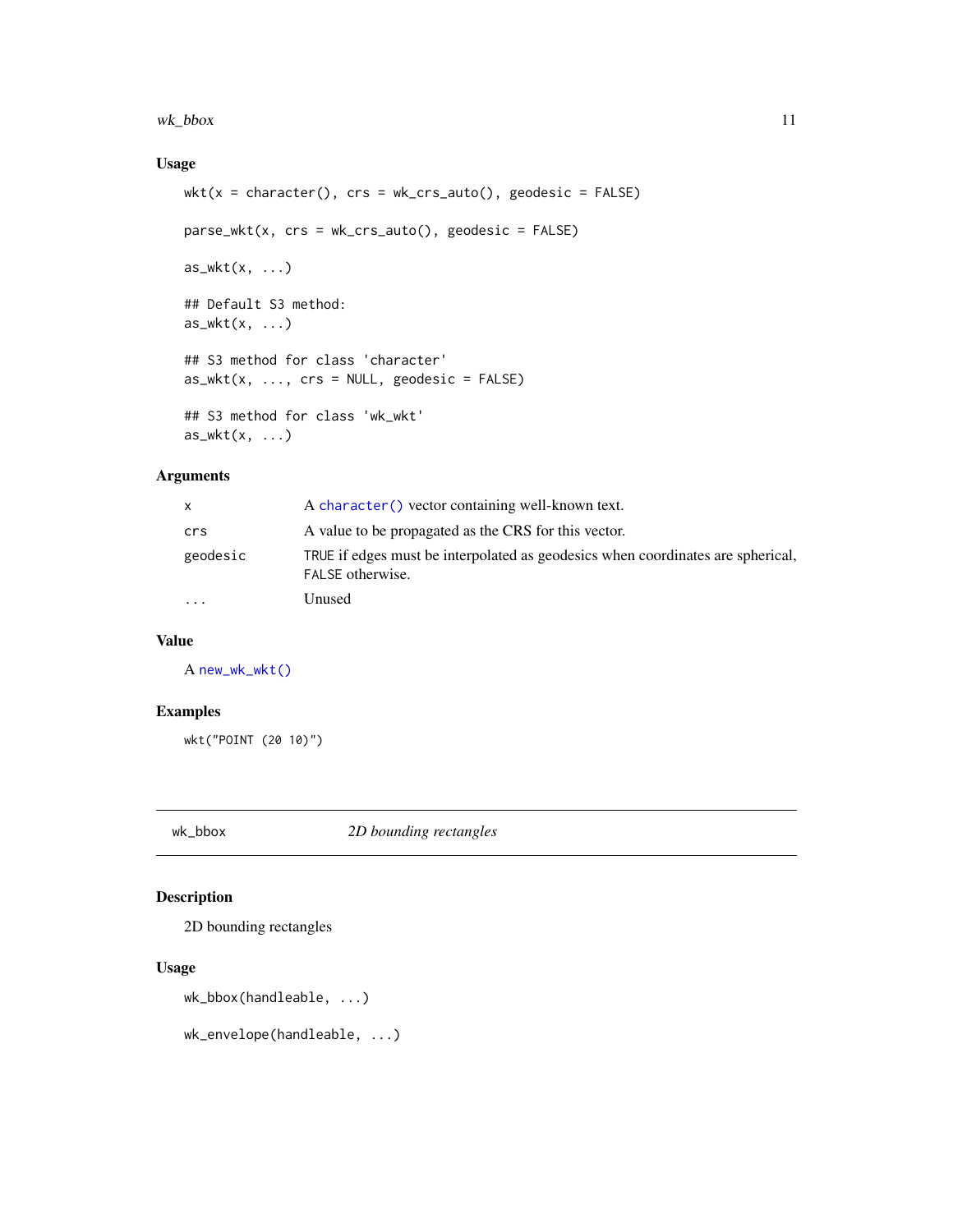### Usage

```
wkt(x = character(), crs = wk_crs_auto(), geodesic = FALSE)

parse_wkt(x, crs = wk_crs_auto(), geodesic = FALSE)

as_wkt(x, ...)

## Default S3 method:
as_wkt(x, ...)

## S3 method for class 'character'
as_wkt(x, ..., crs = NULL, geodesic = FALSE)

## S3 method for class 'wk_wkt'
as_wkt(x, ...)
```

### Arguments

| | |
|---|---|
| x | A `character()` vector containing well-known text. |
| crs | A value to be propagated as the CRS for this vector. |
| geodesic | TRUE if edges must be interpolated as geodesics when coordinates are spherical, FALSE otherwise. |
| ... | Unused |

### Value

A `new_wk_wkt()`

### Examples

```
wkt("POINT (20 10)")
```

---

## wk_bbox — *2D bounding rectangles*

### Description

2D bounding rectangles

### Usage

```
wk_bbox(handleable, ...)

wk_envelope(handleable, ...)
```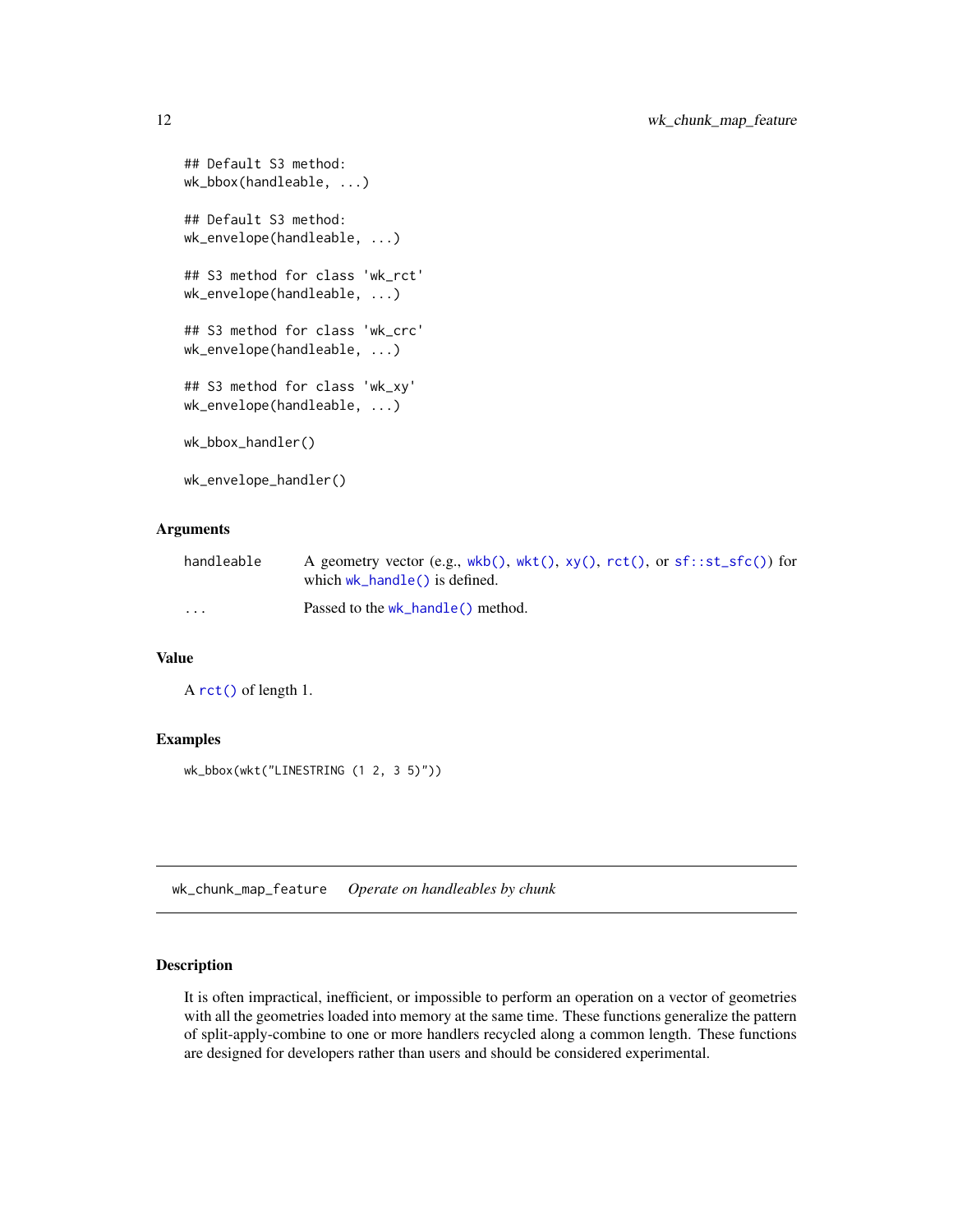```
## Default S3 method:
wk_bbox(handleable, ...)

## Default S3 method:
wk_envelope(handleable, ...)

## S3 method for class 'wk_rct'
wk_envelope(handleable, ...)

## S3 method for class 'wk_crc'
wk_envelope(handleable, ...)

## S3 method for class 'wk_xy'
wk_envelope(handleable, ...)

wk_bbox_handler()

wk_envelope_handler()
```

### Arguments

| | |
|---|---|
| handleable | A geometry vector (e.g., `wkb()`, `wkt()`, `xy()`, `rct()`, or `sf::st_sfc()`) for which `wk_handle()` is defined. |
| ... | Passed to the `wk_handle()` method. |

### Value

A `rct()` of length 1.

### Examples

```
wk_bbox(wkt("LINESTRING (1 2, 3 5)"))
```

---

## wk_chunk_map_feature — *Operate on handleables by chunk*

### Description

It is often impractical, inefficient, or impossible to perform an operation on a vector of geometries with all the geometries loaded into memory at the same time. These functions generalize the pattern of split-apply-combine to one or more handlers recycled along a common length. These functions are designed for developers rather than users and should be considered experimental.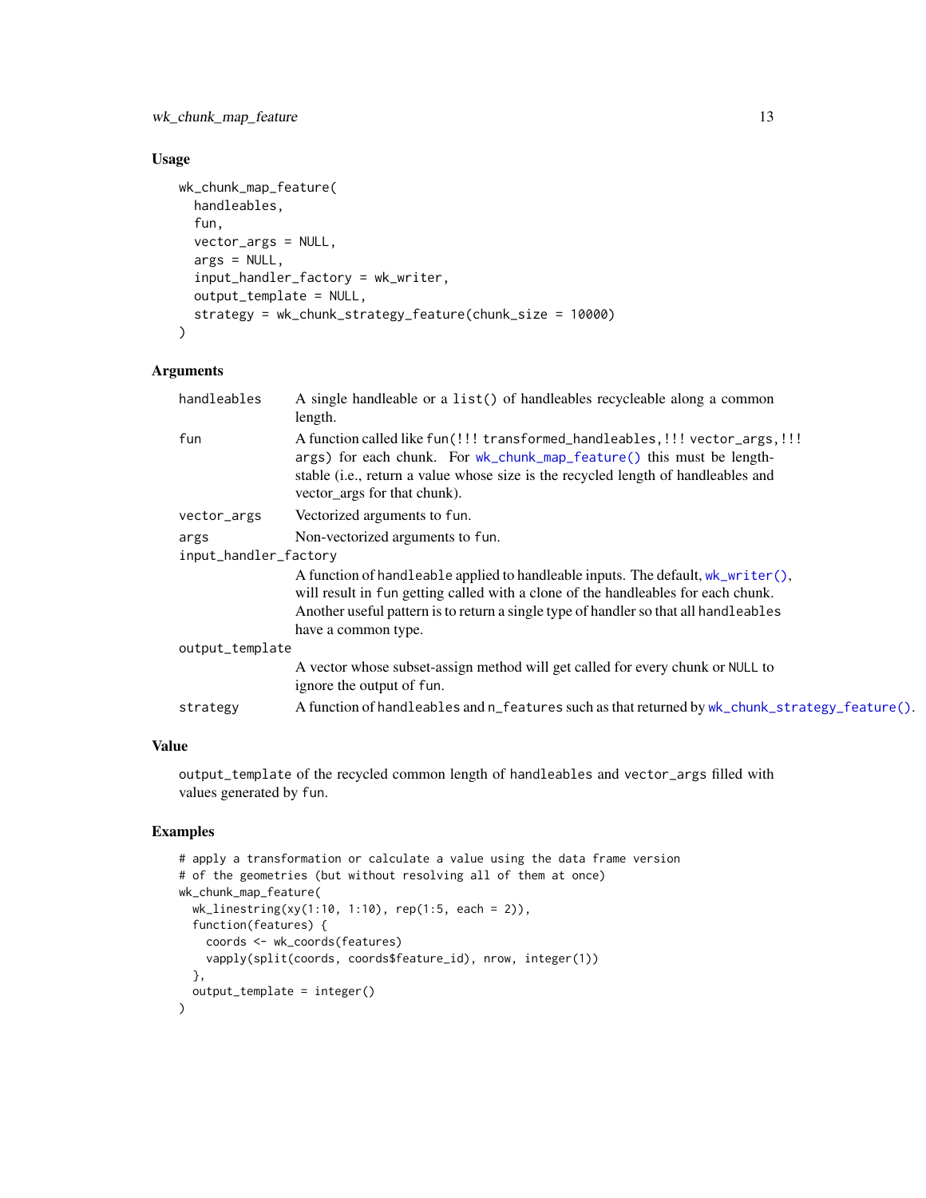### Usage

```
wk_chunk_map_feature(
  handleables,
  fun,
  vector_args = NULL,
  args = NULL,
  input_handler_factory = wk_writer,
  output_template = NULL,
  strategy = wk_chunk_strategy_feature(chunk_size = 10000)
)
```

### Arguments

| | |
|---|---|
| `handleables` | A single handleable or a `list()` of handleables recycleable along a common length. |
| `fun` | A function called like `fun(!!! transformed_handleables, !!! vector_args, !!! args)` for each chunk. For `wk_chunk_map_feature()` this must be length-stable (i.e., return a value whose size is the recycled length of handleables and vector_args for that chunk). |
| `vector_args` | Vectorized arguments to `fun`. |
| `args` | Non-vectorized arguments to `fun`. |
| `input_handler_factory` | A function of `handleable` applied to handleable inputs. The default, `wk_writer()`, will result in `fun` getting called with a clone of the handleables for each chunk. Another useful pattern is to return a single type of handler so that all `handleables` have a common type. |
| `output_template` | A vector whose subset-assign method will get called for every chunk or `NULL` to ignore the output of `fun`. |
| `strategy` | A function of `handleables` and `n_features` such as that returned by `wk_chunk_strategy_feature()`. |

### Value

`output_template` of the recycled common length of `handleables` and `vector_args` filled with values generated by `fun`.

### Examples

```
# apply a transformation or calculate a value using the data frame version
# of the geometries (but without resolving all of them at once)
wk_chunk_map_feature(
  wk_linestring(xy(1:10, 1:10), rep(1:5, each = 2)),
  function(features) {
    coords <- wk_coords(features)
    vapply(split(coords, coords$feature_id), nrow, integer(1))
  },
  output_template = integer()
)
```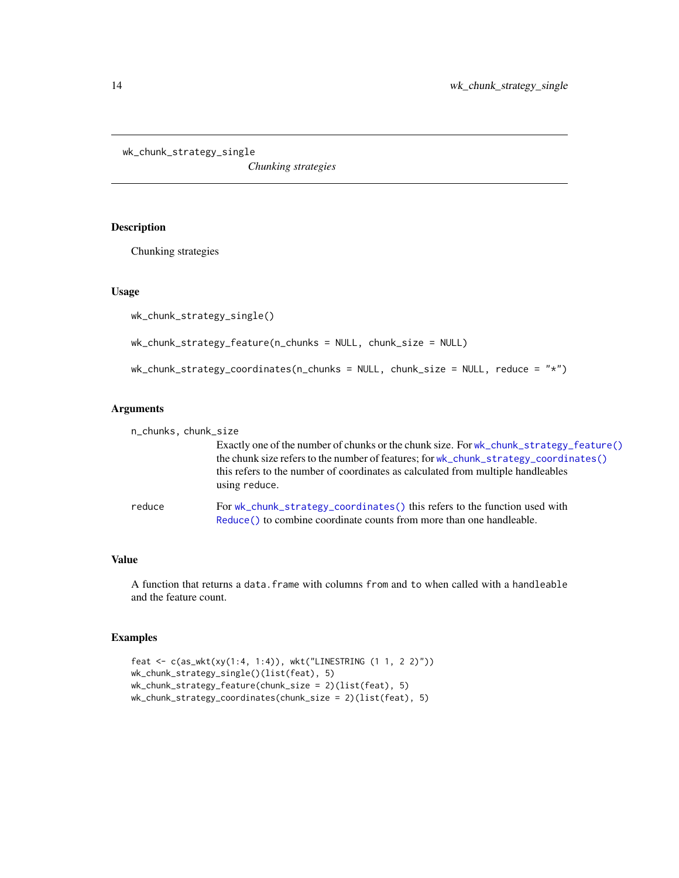# wk_chunk_strategy_single

*Chunking strategies*

## Description

Chunking strategies

## Usage

```
wk_chunk_strategy_single()

wk_chunk_strategy_feature(n_chunks = NULL, chunk_size = NULL)

wk_chunk_strategy_coordinates(n_chunks = NULL, chunk_size = NULL, reduce = "*")
```

## Arguments

| | |
|---|---|
| `n_chunks, chunk_size` | Exactly one of the number of chunks or the chunk size. For `wk_chunk_strategy_feature()` the chunk size refers to the number of features; for `wk_chunk_strategy_coordinates()` this refers to the number of coordinates as calculated from multiple handleables using `reduce`. |
| `reduce` | For `wk_chunk_strategy_coordinates()` this refers to the function used with `Reduce()` to combine coordinate counts from more than one handleable. |

## Value

A function that returns a `data.frame` with columns `from` and `to` when called with a `handleable` and the feature count.

## Examples

```
feat <- c(as_wkt(xy(1:4, 1:4)), wkt("LINESTRING (1 1, 2 2)"))
wk_chunk_strategy_single()(list(feat), 5)
wk_chunk_strategy_feature(chunk_size = 2)(list(feat), 5)
wk_chunk_strategy_coordinates(chunk_size = 2)(list(feat), 5)
```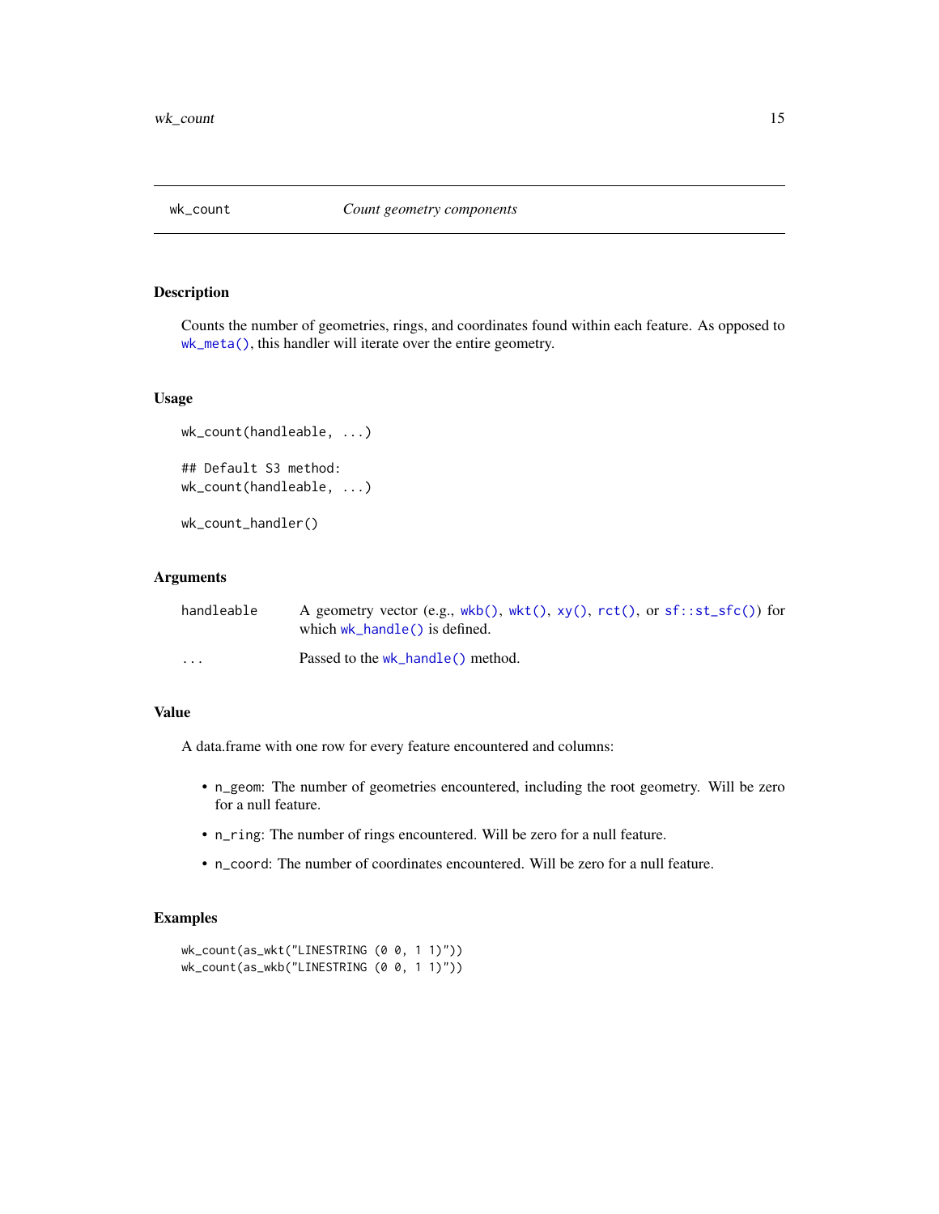## wk_count — *Count geometry components*

### Description

Counts the number of geometries, rings, and coordinates found within each feature. As opposed to `wk_meta()`, this handler will iterate over the entire geometry.

### Usage

```
wk_count(handleable, ...)

## Default S3 method:
wk_count(handleable, ...)

wk_count_handler()
```

### Arguments

| | |
|---|---|
| `handleable` | A geometry vector (e.g., `wkb()`, `wkt()`, `xy()`, `rct()`, or `sf::st_sfc()`) for which `wk_handle()` is defined. |
| `...` | Passed to the `wk_handle()` method. |

### Value

A data.frame with one row for every feature encountered and columns:

- `n_geom`: The number of geometries encountered, including the root geometry. Will be zero for a null feature.
- `n_ring`: The number of rings encountered. Will be zero for a null feature.
- `n_coord`: The number of coordinates encountered. Will be zero for a null feature.

### Examples

```
wk_count(as_wkt("LINESTRING (0 0, 1 1)"))
wk_count(as_wkb("LINESTRING (0 0, 1 1)"))
```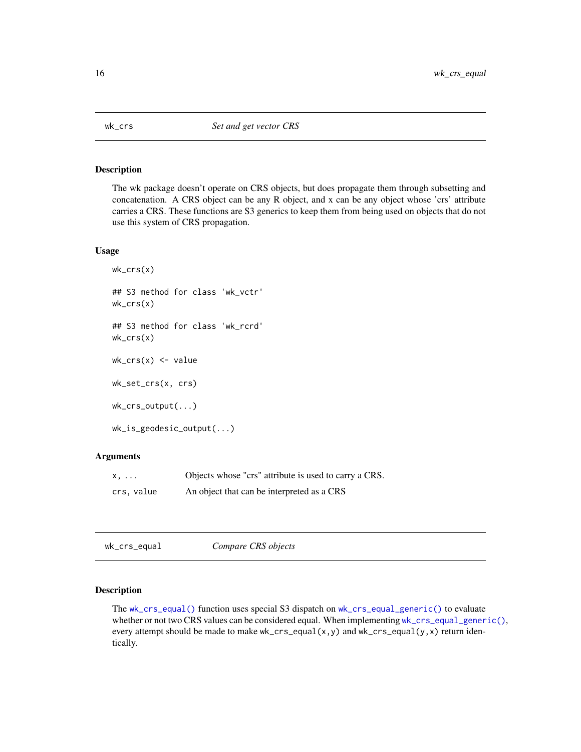## wk_crs — *Set and get vector CRS*

### Description

The wk package doesn't operate on CRS objects, but does propagate them through subsetting and concatenation. A CRS object can be any R object, and x can be any object whose 'crs' attribute carries a CRS. These functions are S3 generics to keep them from being used on objects that do not use this system of CRS propagation.

### Usage

```
wk_crs(x)

## S3 method for class 'wk_vctr'
wk_crs(x)

## S3 method for class 'wk_rcrd'
wk_crs(x)

wk_crs(x) <- value

wk_set_crs(x, crs)

wk_crs_output(...)

wk_is_geodesic_output(...)
```

### Arguments

| | |
|---|---|
| `x, ...` | Objects whose "crs" attribute is used to carry a CRS. |
| `crs, value` | An object that can be interpreted as a CRS |

## wk_crs_equal — *Compare CRS objects*

### Description

The `wk_crs_equal()` function uses special S3 dispatch on `wk_crs_equal_generic()` to evaluate whether or not two CRS values can be considered equal. When implementing `wk_crs_equal_generic()`, every attempt should be made to make `wk_crs_equal(x,y)` and `wk_crs_equal(y,x)` return identically.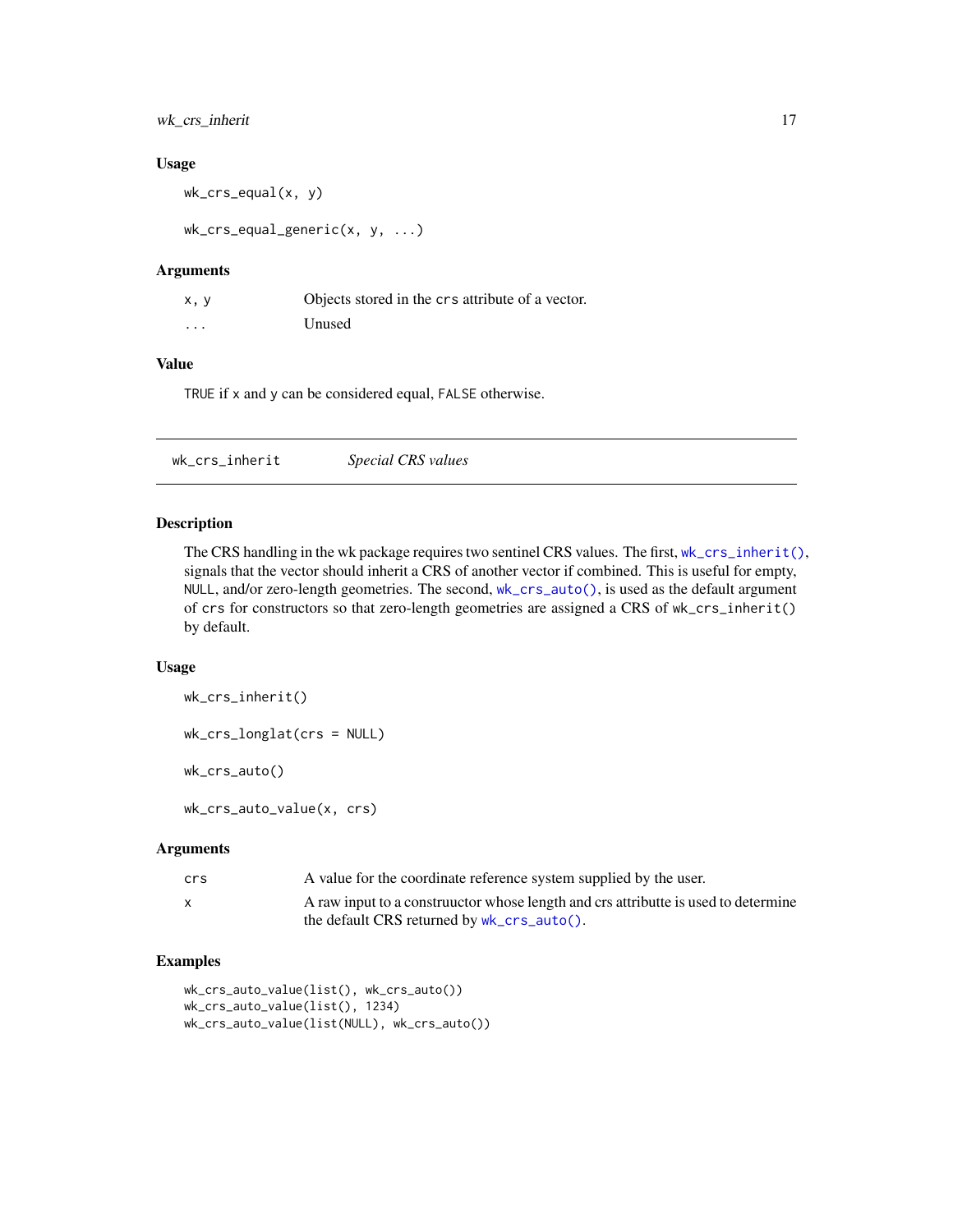### Usage

```
wk_crs_equal(x, y)

wk_crs_equal_generic(x, y, ...)
```

### Arguments

| | |
|---|---|
| x, y | Objects stored in the crs attribute of a vector. |
| ... | Unused |

### Value

TRUE if x and y can be considered equal, FALSE otherwise.

---

## wk_crs_inherit — *Special CRS values*

### Description

The CRS handling in the wk package requires two sentinel CRS values. The first, wk_crs_inherit(), signals that the vector should inherit a CRS of another vector if combined. This is useful for empty, NULL, and/or zero-length geometries. The second, wk_crs_auto(), is used as the default argument of crs for constructors so that zero-length geometries are assigned a CRS of wk_crs_inherit() by default.

### Usage

```
wk_crs_inherit()

wk_crs_longlat(crs = NULL)

wk_crs_auto()

wk_crs_auto_value(x, crs)
```

### Arguments

| | |
|---|---|
| crs | A value for the coordinate reference system supplied by the user. |
| x | A raw input to a construuctor whose length and crs attributte is used to determine the default CRS returned by wk_crs_auto(). |

### Examples

```
wk_crs_auto_value(list(), wk_crs_auto())
wk_crs_auto_value(list(), 1234)
wk_crs_auto_value(list(NULL), wk_crs_auto())
```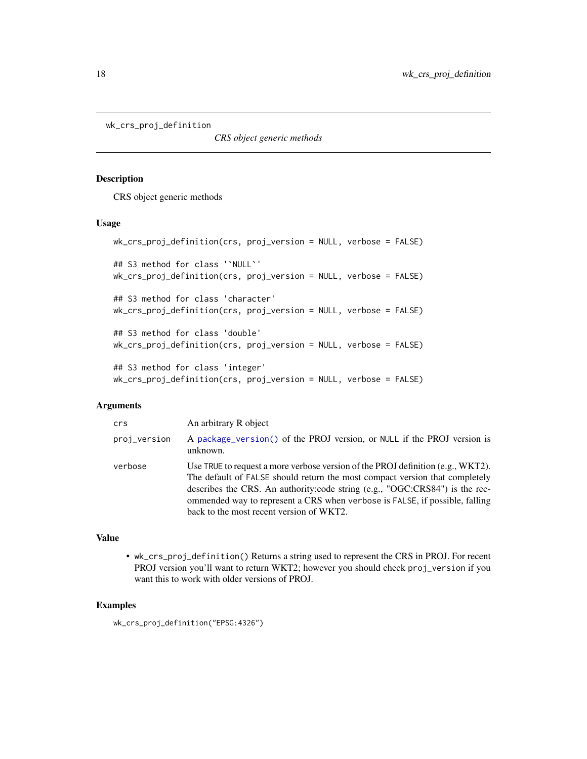# wk_crs_proj_definition

*CRS object generic methods*

## Description

CRS object generic methods

## Usage

```
wk_crs_proj_definition(crs, proj_version = NULL, verbose = FALSE)

## S3 method for class '`NULL`'
wk_crs_proj_definition(crs, proj_version = NULL, verbose = FALSE)

## S3 method for class 'character'
wk_crs_proj_definition(crs, proj_version = NULL, verbose = FALSE)

## S3 method for class 'double'
wk_crs_proj_definition(crs, proj_version = NULL, verbose = FALSE)

## S3 method for class 'integer'
wk_crs_proj_definition(crs, proj_version = NULL, verbose = FALSE)
```

## Arguments

| | |
|---|---|
| `crs` | An arbitrary R object |
| `proj_version` | A `package_version()` of the PROJ version, or `NULL` if the PROJ version is unknown. |
| `verbose` | Use `TRUE` to request a more verbose version of the PROJ definition (e.g., WKT2). The default of `FALSE` should return the most compact version that completely describes the CRS. An authority:code string (e.g., "OGC:CRS84") is the recommended way to represent a CRS when `verbose` is `FALSE`, if possible, falling back to the most recent version of WKT2. |

## Value

- `wk_crs_proj_definition()` Returns a string used to represent the CRS in PROJ. For recent PROJ version you'll want to return WKT2; however you should check `proj_version` if you want this to work with older versions of PROJ.

## Examples

```
wk_crs_proj_definition("EPSG:4326")
```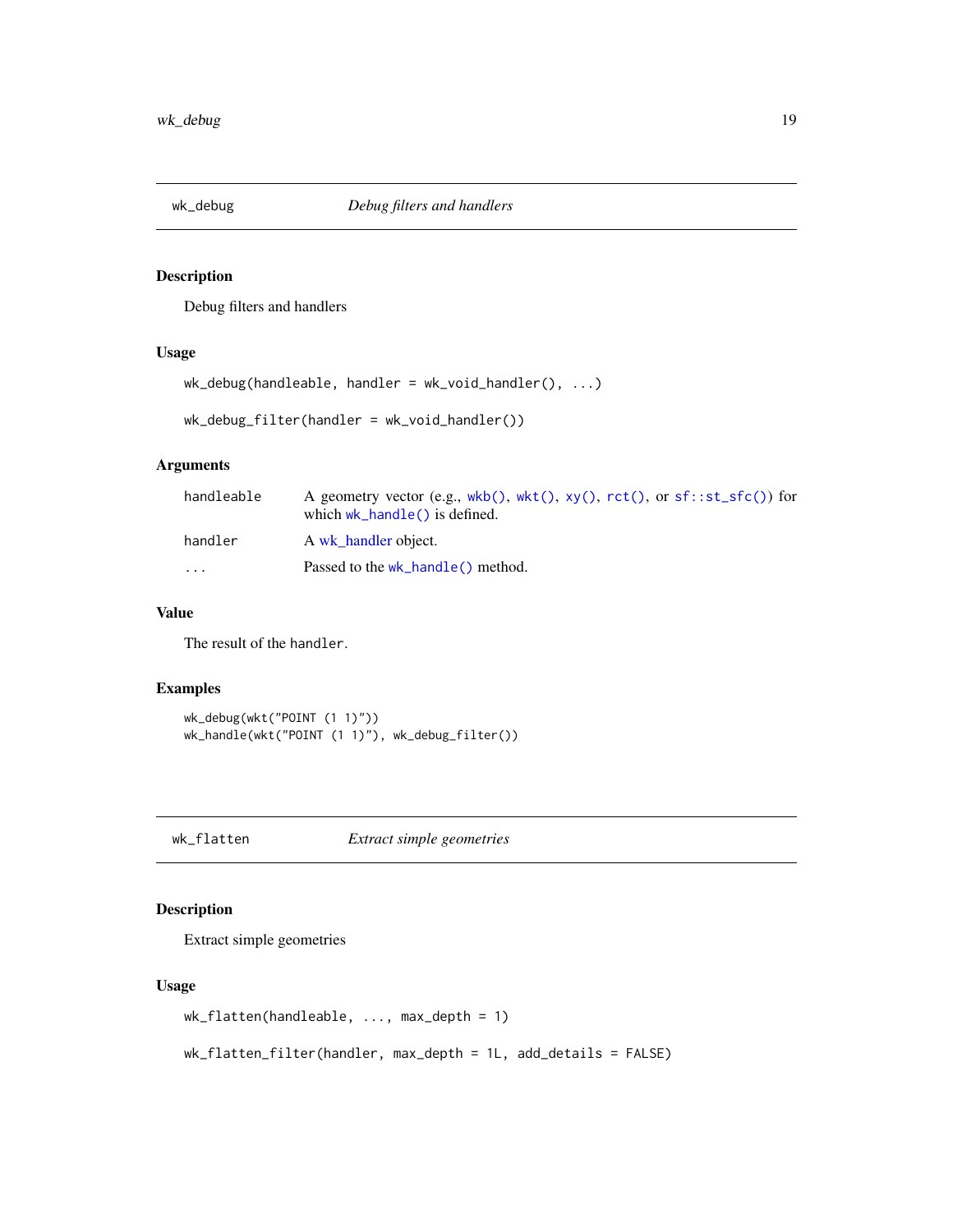## wk_debug — *Debug filters and handlers*

### Description

Debug filters and handlers

### Usage

```
wk_debug(handleable, handler = wk_void_handler(), ...)

wk_debug_filter(handler = wk_void_handler())
```

### Arguments

| | |
|---|---|
| `handleable` | A geometry vector (e.g., `wkb()`, `wkt()`, `xy()`, `rct()`, or `sf::st_sfc()`) for which `wk_handle()` is defined. |
| `handler` | A wk_handler object. |
| `...` | Passed to the `wk_handle()` method. |

### Value

The result of the `handler`.

### Examples

```
wk_debug(wkt("POINT (1 1)"))
wk_handle(wkt("POINT (1 1)"), wk_debug_filter())
```

## wk_flatten — *Extract simple geometries*

### Description

Extract simple geometries

### Usage

```
wk_flatten(handleable, ..., max_depth = 1)

wk_flatten_filter(handler, max_depth = 1L, add_details = FALSE)
```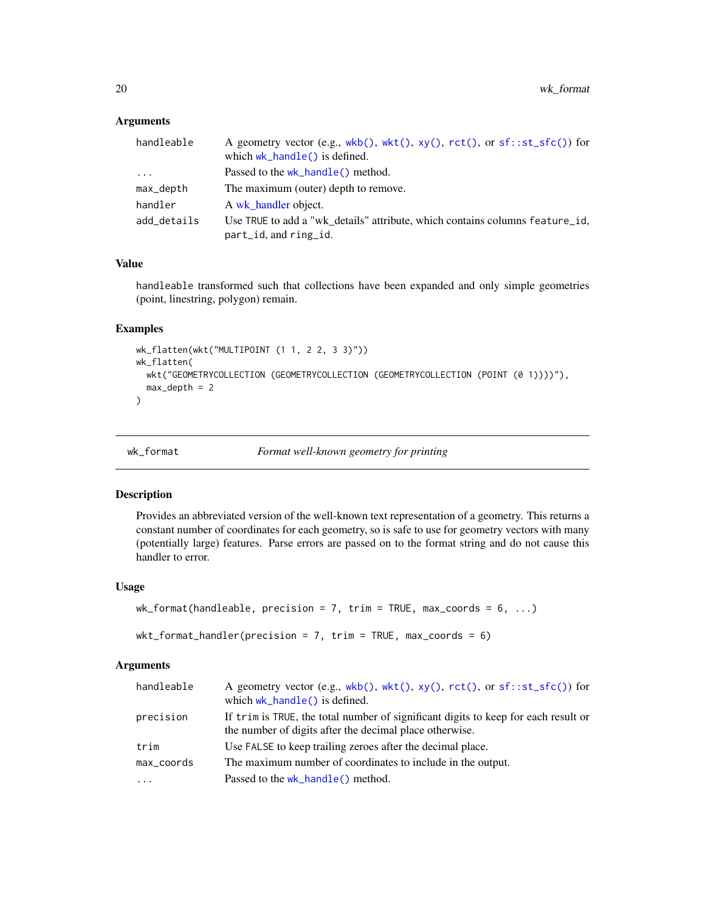### Arguments

| | |
|---|---|
| handleable | A geometry vector (e.g., wkb(), wkt(), xy(), rct(), or sf::st_sfc()) for which wk_handle() is defined. |
| ... | Passed to the wk_handle() method. |
| max_depth | The maximum (outer) depth to remove. |
| handler | A wk_handler object. |
| add_details | Use TRUE to add a "wk_details" attribute, which contains columns feature_id, part_id, and ring_id. |

### Value

handleable transformed such that collections have been expanded and only simple geometries (point, linestring, polygon) remain.

### Examples

```
wk_flatten(wkt("MULTIPOINT (1 1, 2 2, 3 3)"))
wk_flatten(
  wkt("GEOMETRYCOLLECTION (GEOMETRYCOLLECTION (GEOMETRYCOLLECTION (POINT (0 1))))"),
  max_depth = 2
)
```

---

## wk_format — *Format well-known geometry for printing*

### Description

Provides an abbreviated version of the well-known text representation of a geometry. This returns a constant number of coordinates for each geometry, so is safe to use for geometry vectors with many (potentially large) features. Parse errors are passed on to the format string and do not cause this handler to error.

### Usage

```
wk_format(handleable, precision = 7, trim = TRUE, max_coords = 6, ...)

wkt_format_handler(precision = 7, trim = TRUE, max_coords = 6)
```

### Arguments

| | |
|---|---|
| handleable | A geometry vector (e.g., wkb(), wkt(), xy(), rct(), or sf::st_sfc()) for which wk_handle() is defined. |
| precision | If trim is TRUE, the total number of significant digits to keep for each result or the number of digits after the decimal place otherwise. |
| trim | Use FALSE to keep trailing zeroes after the decimal place. |
| max_coords | The maximum number of coordinates to include in the output. |
| ... | Passed to the wk_handle() method. |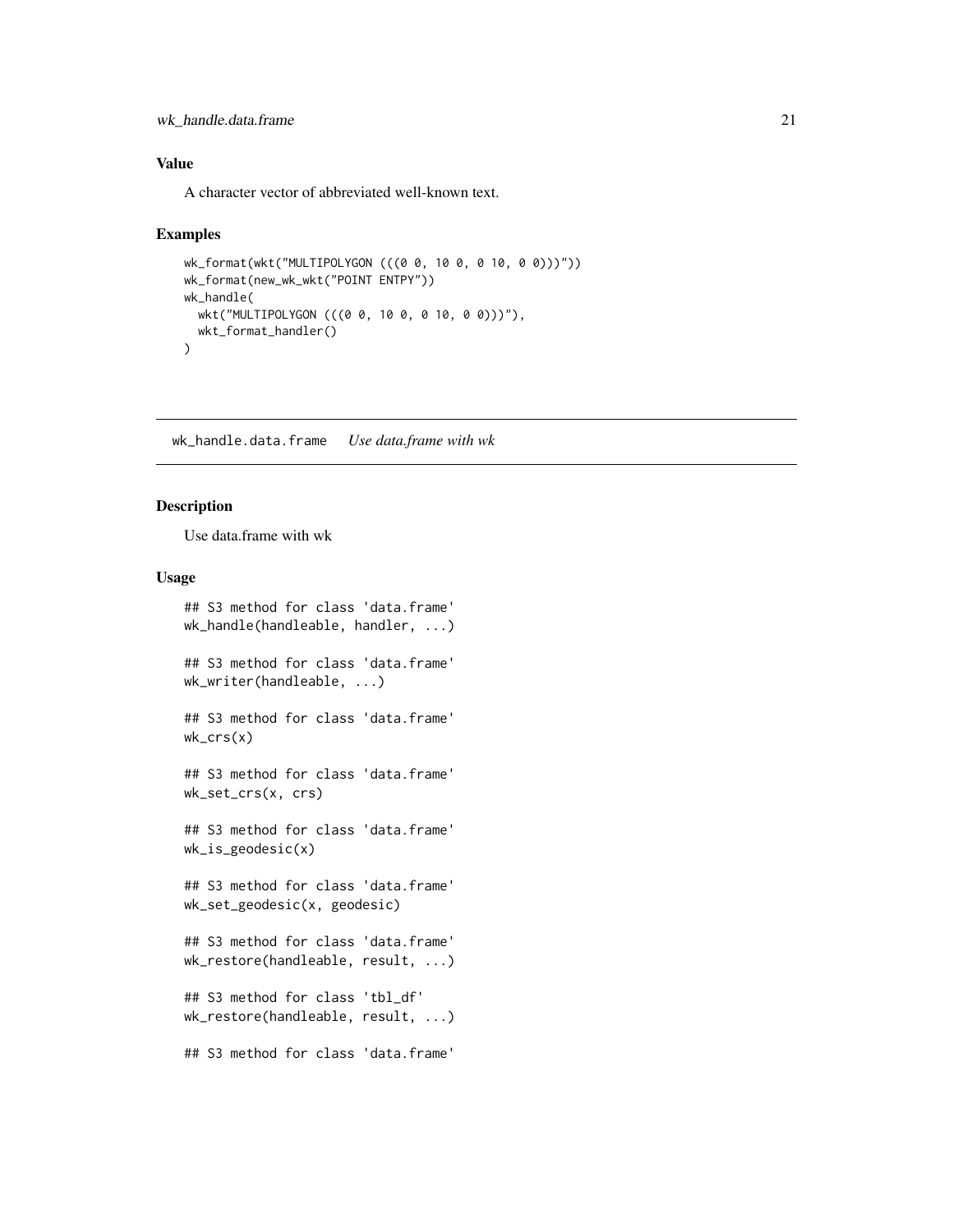## Value

A character vector of abbreviated well-known text.

## Examples

```
wk_format(wkt("MULTIPOLYGON (((0 0, 10 0, 0 10, 0 0)))"))
wk_format(new_wk_wkt("POINT ENTPY"))
wk_handle(
  wkt("MULTIPOLYGON (((0 0, 10 0, 0 10, 0 0)))"),
  wkt_format_handler()
)
```

---

# wk_handle.data.frame    *Use data.frame with wk*

---

## Description

Use data.frame with wk

## Usage

```
## S3 method for class 'data.frame'
wk_handle(handleable, handler, ...)

## S3 method for class 'data.frame'
wk_writer(handleable, ...)

## S3 method for class 'data.frame'
wk_crs(x)

## S3 method for class 'data.frame'
wk_set_crs(x, crs)

## S3 method for class 'data.frame'
wk_is_geodesic(x)

## S3 method for class 'data.frame'
wk_set_geodesic(x, geodesic)

## S3 method for class 'data.frame'
wk_restore(handleable, result, ...)

## S3 method for class 'tbl_df'
wk_restore(handleable, result, ...)

## S3 method for class 'data.frame'
```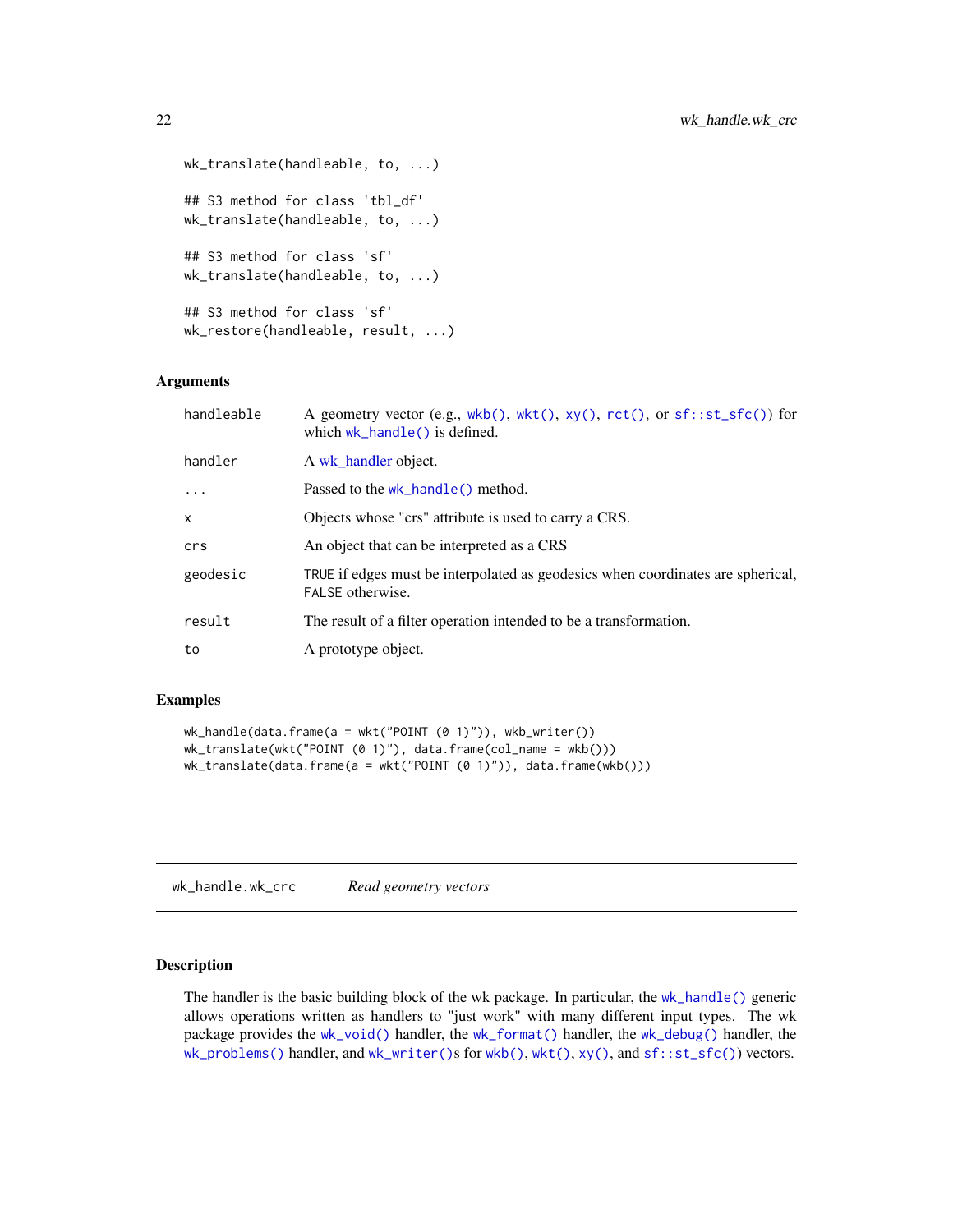```
wk_translate(handleable, to, ...)

## S3 method for class 'tbl_df'
wk_translate(handleable, to, ...)

## S3 method for class 'sf'
wk_translate(handleable, to, ...)

## S3 method for class 'sf'
wk_restore(handleable, result, ...)
```

### Arguments

| | |
|---|---|
| handleable | A geometry vector (e.g., wkb(), wkt(), xy(), rct(), or sf::st_sfc()) for which wk_handle() is defined. |
| handler | A wk_handler object. |
| ... | Passed to the wk_handle() method. |
| x | Objects whose "crs" attribute is used to carry a CRS. |
| crs | An object that can be interpreted as a CRS |
| geodesic | TRUE if edges must be interpolated as geodesics when coordinates are spherical, FALSE otherwise. |
| result | The result of a filter operation intended to be a transformation. |
| to | A prototype object. |

### Examples

```
wk_handle(data.frame(a = wkt("POINT (0 1)")), wkb_writer())
wk_translate(wkt("POINT (0 1)"), data.frame(col_name = wkb()))
wk_translate(data.frame(a = wkt("POINT (0 1)")), data.frame(wkb()))
```

---

## wk_handle.wk_crc *Read geometry vectors*

### Description

The handler is the basic building block of the wk package. In particular, the wk_handle() generic allows operations written as handlers to "just work" with many different input types. The wk package provides the wk_void() handler, the wk_format() handler, the wk_debug() handler, the wk_problems() handler, and wk_writer()s for wkb(), wkt(), xy(), and sf::st_sfc()) vectors.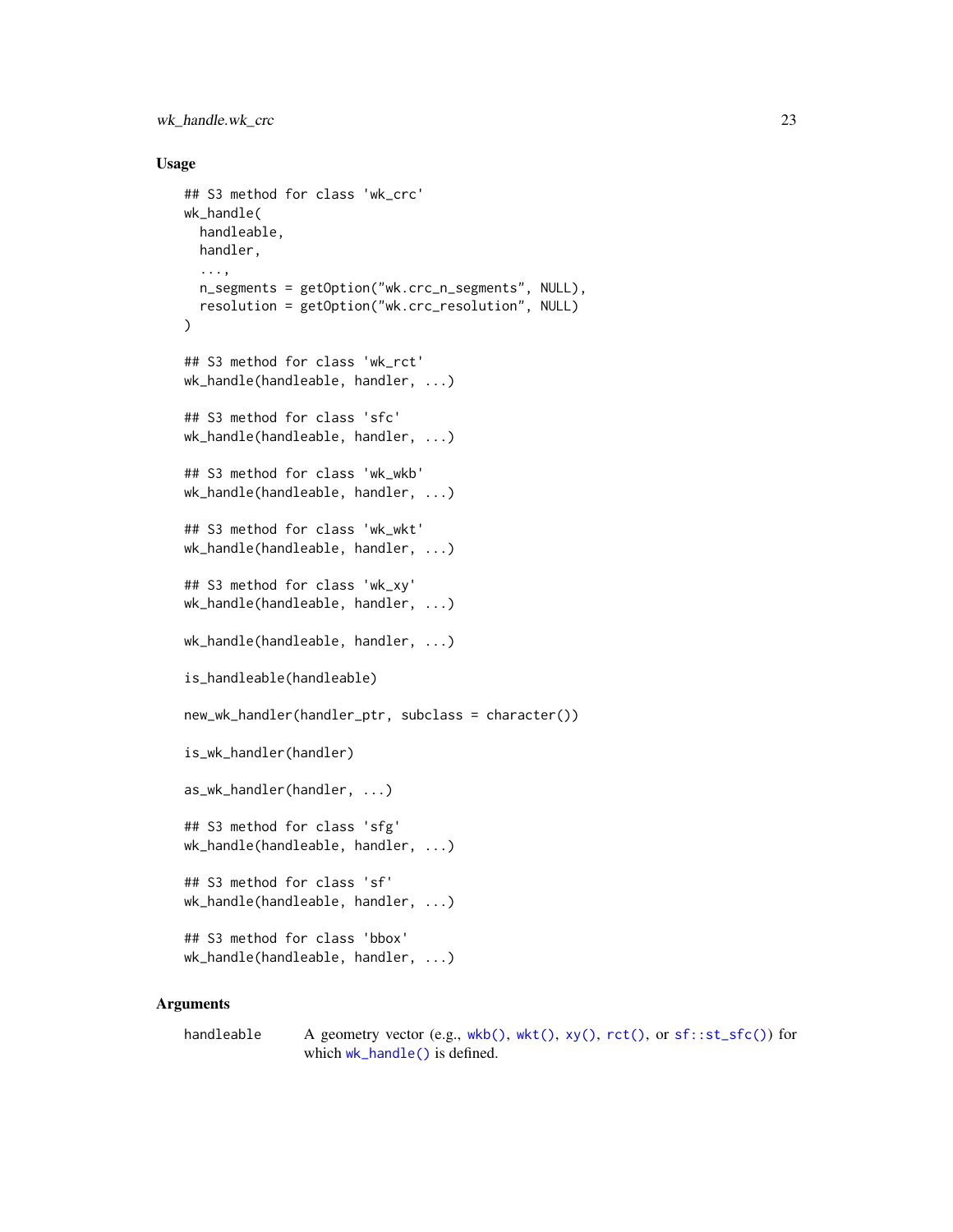### Usage

```
## S3 method for class 'wk_crc'
wk_handle(
  handleable,
  handler,
  ...,
  n_segments = getOption("wk.crc_n_segments", NULL),
  resolution = getOption("wk.crc_resolution", NULL)
)

## S3 method for class 'wk_rct'
wk_handle(handleable, handler, ...)

## S3 method for class 'sfc'
wk_handle(handleable, handler, ...)

## S3 method for class 'wk_wkb'
wk_handle(handleable, handler, ...)

## S3 method for class 'wk_wkt'
wk_handle(handleable, handler, ...)

## S3 method for class 'wk_xy'
wk_handle(handleable, handler, ...)

wk_handle(handleable, handler, ...)

is_handleable(handleable)

new_wk_handler(handler_ptr, subclass = character())

is_wk_handler(handler)

as_wk_handler(handler, ...)

## S3 method for class 'sfg'
wk_handle(handleable, handler, ...)

## S3 method for class 'sf'
wk_handle(handleable, handler, ...)

## S3 method for class 'bbox'
wk_handle(handleable, handler, ...)
```

### Arguments

handleable — A geometry vector (e.g., wkb(), wkt(), xy(), rct(), or sf::st_sfc()) for which wk_handle() is defined.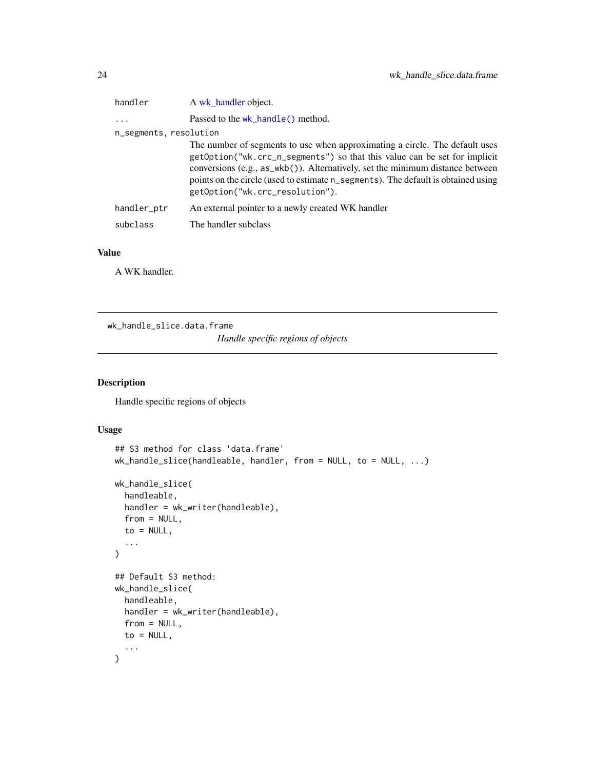| | |
|---|---|
| handler | A wk_handler object. |
| ... | Passed to the `wk_handle()` method. |
| n_segments, resolution | The number of segments to use when approximating a circle. The default uses `getOption("wk.crc_n_segments")` so that this value can be set for implicit conversions (e.g., `as_wkb()`). Alternatively, set the minimum distance between points on the circle (used to estimate `n_segments`). The default is obtained using `getOption("wk.crc_resolution")`. |
| handler_ptr | An external pointer to a newly created WK handler |
| subclass | The handler subclass |

## Value

A WK handler.

---

`wk_handle_slice.data.frame` *Handle specific regions of objects*

---

## Description

Handle specific regions of objects

## Usage

```
## S3 method for class 'data.frame'
wk_handle_slice(handleable, handler, from = NULL, to = NULL, ...)

wk_handle_slice(
  handleable,
  handler = wk_writer(handleable),
  from = NULL,
  to = NULL,
  ...
)

## Default S3 method:
wk_handle_slice(
  handleable,
  handler = wk_writer(handleable),
  from = NULL,
  to = NULL,
  ...
)
```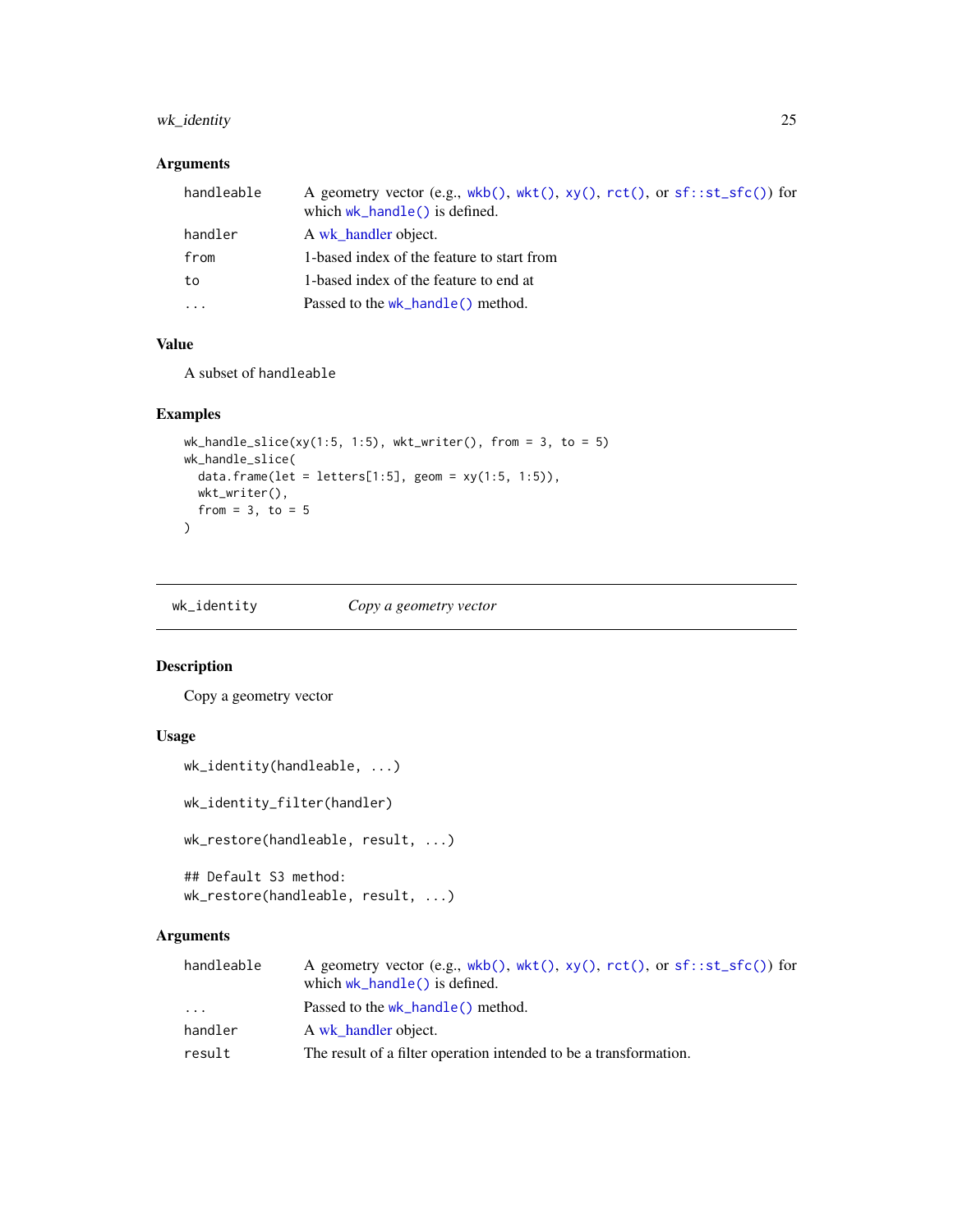### Arguments

| | |
|---|---|
| `handleable` | A geometry vector (e.g., `wkb()`, `wkt()`, `xy()`, `rct()`, or `sf::st_sfc()`) for which `wk_handle()` is defined. |
| `handler` | A wk_handler object. |
| `from` | 1-based index of the feature to start from |
| `to` | 1-based index of the feature to end at |
| `...` | Passed to the `wk_handle()` method. |

### Value

A subset of `handleable`

### Examples

```
wk_handle_slice(xy(1:5, 1:5), wkt_writer(), from = 3, to = 5)
wk_handle_slice(
  data.frame(let = letters[1:5], geom = xy(1:5, 1:5)),
  wkt_writer(),
  from = 3, to = 5
)
```

---

## `wk_identity` *Copy a geometry vector*

---

### Description

Copy a geometry vector

### Usage

```
wk_identity(handleable, ...)

wk_identity_filter(handler)

wk_restore(handleable, result, ...)

## Default S3 method:
wk_restore(handleable, result, ...)
```

### Arguments

| | |
|---|---|
| `handleable` | A geometry vector (e.g., `wkb()`, `wkt()`, `xy()`, `rct()`, or `sf::st_sfc()`) for which `wk_handle()` is defined. |
| `...` | Passed to the `wk_handle()` method. |
| `handler` | A wk_handler object. |
| `result` | The result of a filter operation intended to be a transformation. |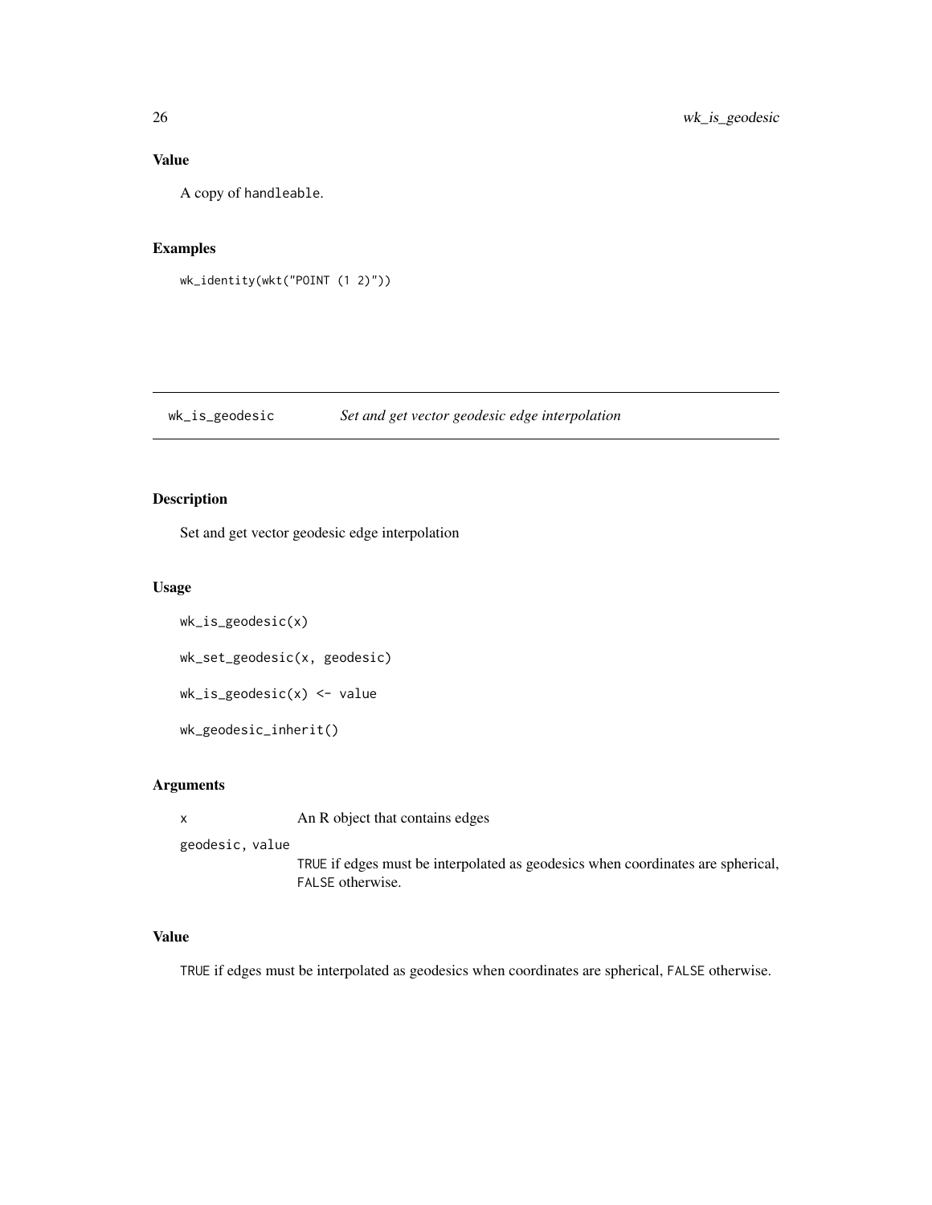## Value

A copy of handleable.

## Examples

```
wk_identity(wkt("POINT (1 2)"))
```

---

# wk_is_geodesic    *Set and get vector geodesic edge interpolation*

## Description

Set and get vector geodesic edge interpolation

## Usage

```
wk_is_geodesic(x)

wk_set_geodesic(x, geodesic)

wk_is_geodesic(x) <- value

wk_geodesic_inherit()
```

## Arguments

| | |
|---|---|
| x | An R object that contains edges |
| geodesic, value | TRUE if edges must be interpolated as geodesics when coordinates are spherical, FALSE otherwise. |

## Value

TRUE if edges must be interpolated as geodesics when coordinates are spherical, FALSE otherwise.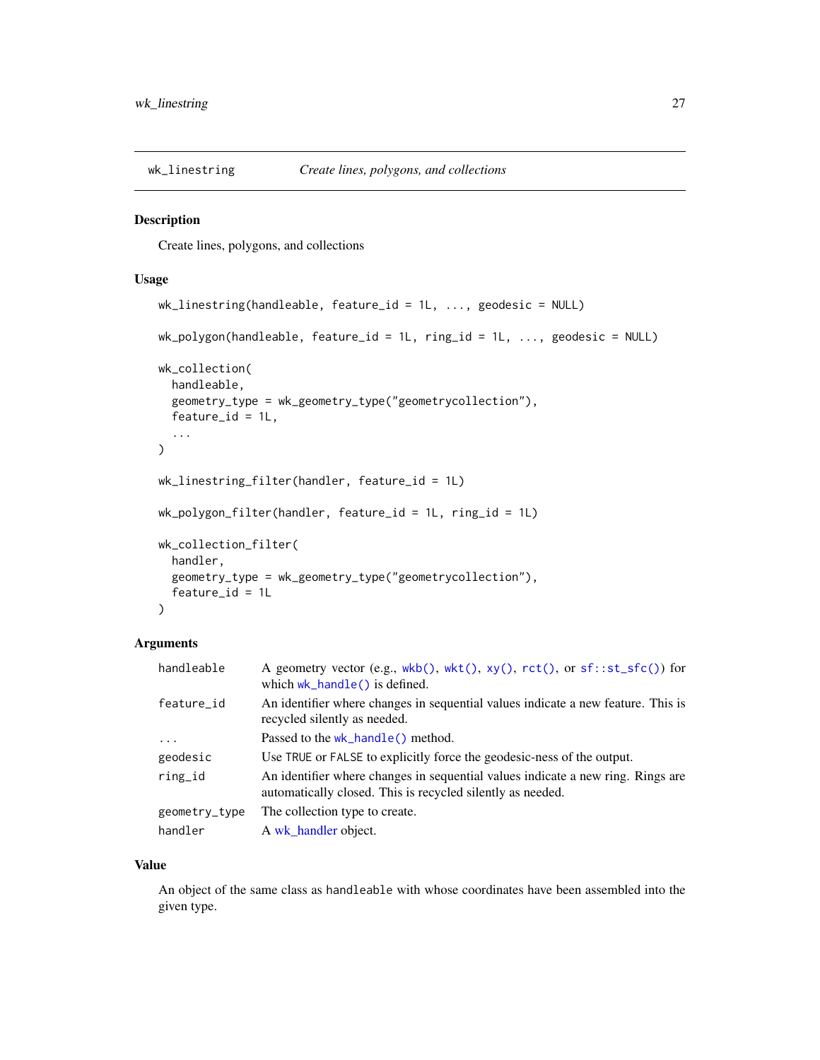## wk_linestring — *Create lines, polygons, and collections*

### Description

Create lines, polygons, and collections

### Usage

```
wk_linestring(handleable, feature_id = 1L, ..., geodesic = NULL)

wk_polygon(handleable, feature_id = 1L, ring_id = 1L, ..., geodesic = NULL)

wk_collection(
  handleable,
  geometry_type = wk_geometry_type("geometrycollection"),
  feature_id = 1L,
  ...
)

wk_linestring_filter(handler, feature_id = 1L)

wk_polygon_filter(handler, feature_id = 1L, ring_id = 1L)

wk_collection_filter(
  handler,
  geometry_type = wk_geometry_type("geometrycollection"),
  feature_id = 1L
)
```

### Arguments

| | |
|---|---|
| `handleable` | A geometry vector (e.g., `wkb()`, `wkt()`, `xy()`, `rct()`, or `sf::st_sfc()`) for which `wk_handle()` is defined. |
| `feature_id` | An identifier where changes in sequential values indicate a new feature. This is recycled silently as needed. |
| `...` | Passed to the `wk_handle()` method. |
| `geodesic` | Use `TRUE` or `FALSE` to explicitly force the geodesic-ness of the output. |
| `ring_id` | An identifier where changes in sequential values indicate a new ring. Rings are automatically closed. This is recycled silently as needed. |
| `geometry_type` | The collection type to create. |
| `handler` | A wk_handler object. |

### Value

An object of the same class as `handleable` with whose coordinates have been assembled into the given type.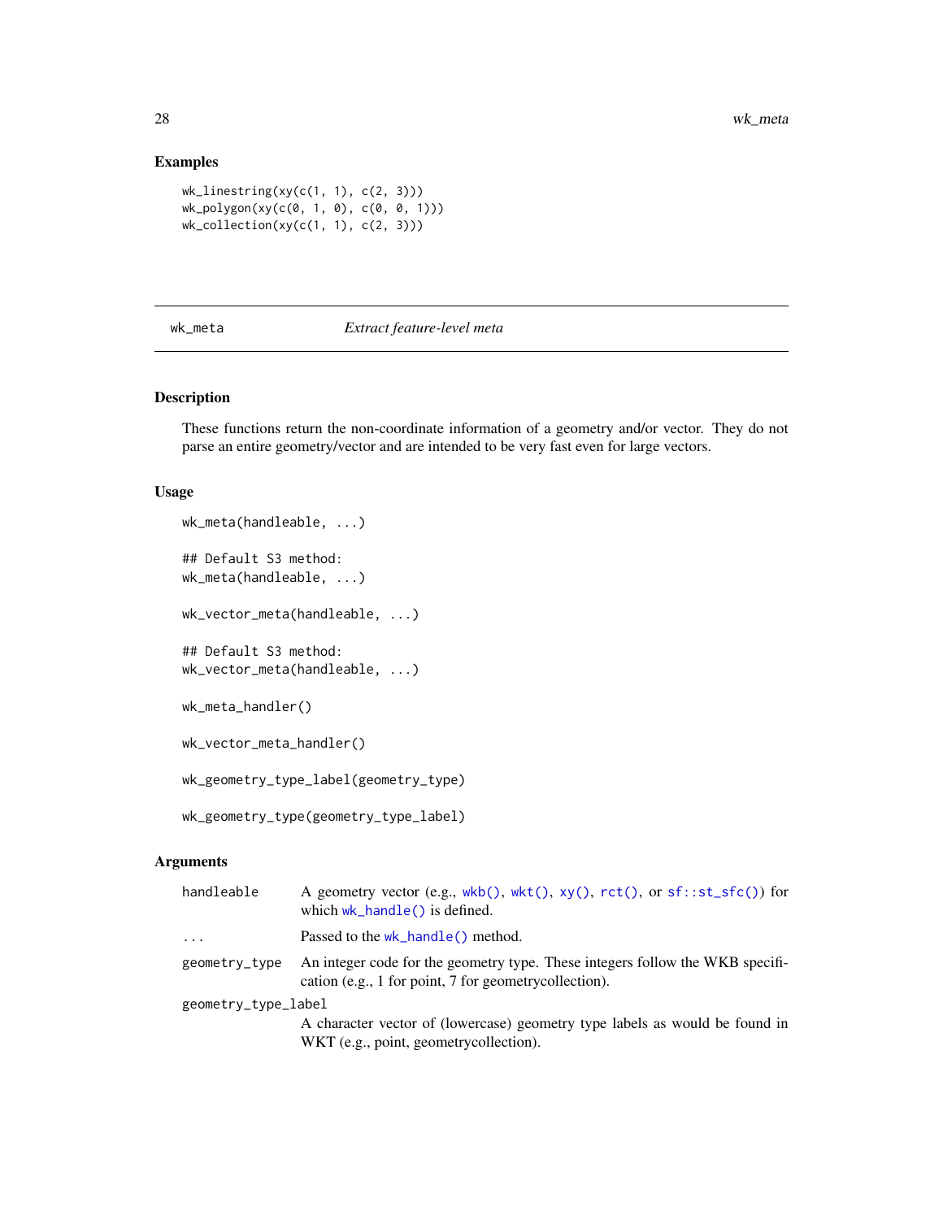## Examples

```
wk_linestring(xy(c(1, 1), c(2, 3)))
wk_polygon(xy(c(0, 1, 0), c(0, 0, 1)))
wk_collection(xy(c(1, 1), c(2, 3)))
```

---

# wk_meta — *Extract feature-level meta*

## Description

These functions return the non-coordinate information of a geometry and/or vector. They do not parse an entire geometry/vector and are intended to be very fast even for large vectors.

## Usage

```
wk_meta(handleable, ...)

## Default S3 method:
wk_meta(handleable, ...)

wk_vector_meta(handleable, ...)

## Default S3 method:
wk_vector_meta(handleable, ...)

wk_meta_handler()

wk_vector_meta_handler()

wk_geometry_type_label(geometry_type)

wk_geometry_type(geometry_type_label)
```

## Arguments

| | |
|---|---|
| `handleable` | A geometry vector (e.g., `wkb()`, `wkt()`, `xy()`, `rct()`, or `sf::st_sfc()`) for which `wk_handle()` is defined. |
| `...` | Passed to the `wk_handle()` method. |
| `geometry_type` | An integer code for the geometry type. These integers follow the WKB specification (e.g., 1 for point, 7 for geometrycollection). |
| `geometry_type_label` | A character vector of (lowercase) geometry type labels as would be found in WKT (e.g., point, geometrycollection). |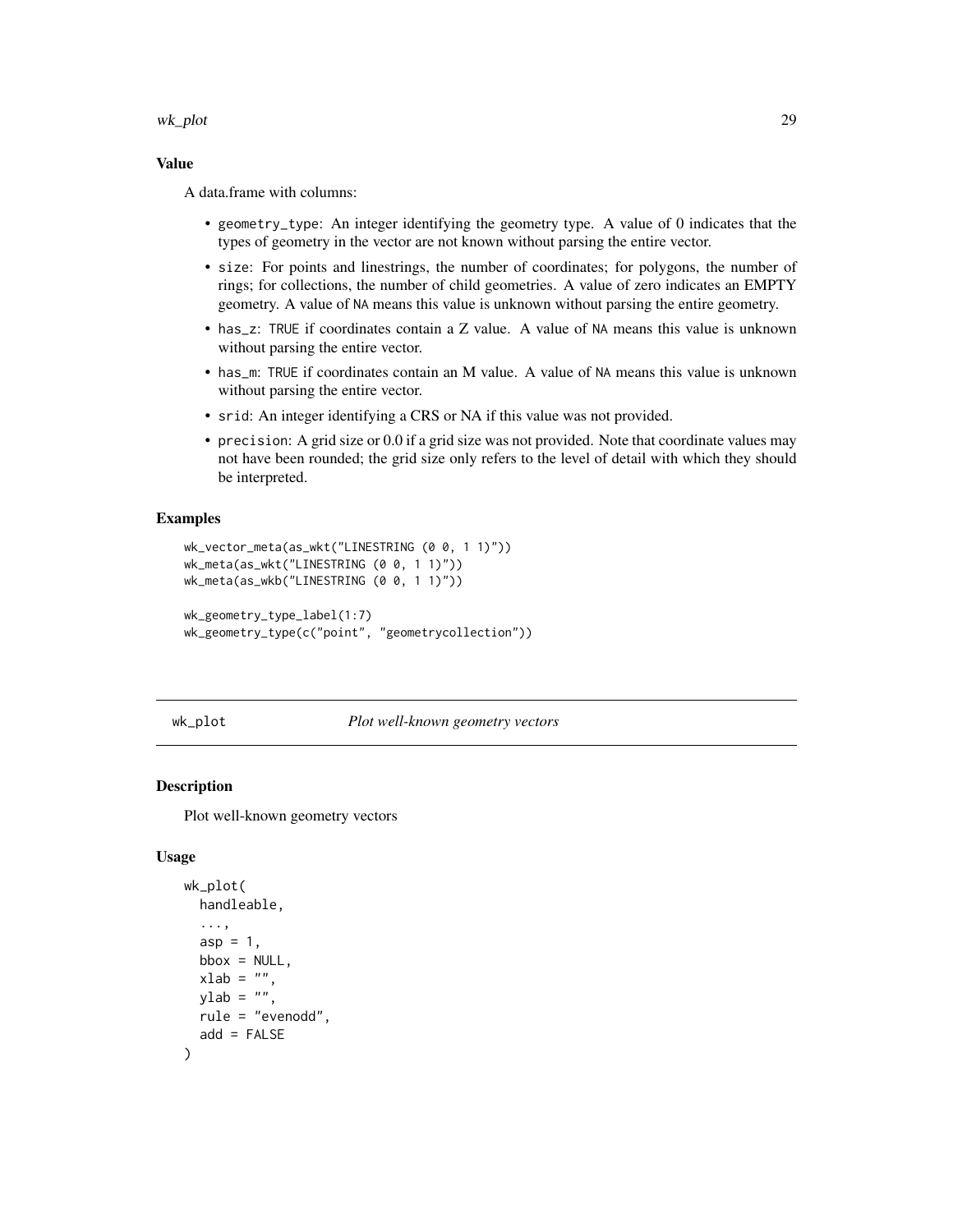### Value

A data.frame with columns:

- `geometry_type`: An integer identifying the geometry type. A value of 0 indicates that the types of geometry in the vector are not known without parsing the entire vector.
- `size`: For points and linestrings, the number of coordinates; for polygons, the number of rings; for collections, the number of child geometries. A value of zero indicates an EMPTY geometry. A value of `NA` means this value is unknown without parsing the entire geometry.
- `has_z`: `TRUE` if coordinates contain a Z value. A value of `NA` means this value is unknown without parsing the entire vector.
- `has_m`: `TRUE` if coordinates contain an M value. A value of `NA` means this value is unknown without parsing the entire vector.
- `srid`: An integer identifying a CRS or NA if this value was not provided.
- `precision`: A grid size or 0.0 if a grid size was not provided. Note that coordinate values may not have been rounded; the grid size only refers to the level of detail with which they should be interpreted.

### Examples

```
wk_vector_meta(as_wkt("LINESTRING (0 0, 1 1)"))
wk_meta(as_wkt("LINESTRING (0 0, 1 1)"))
wk_meta(as_wkb("LINESTRING (0 0, 1 1)"))

wk_geometry_type_label(1:7)
wk_geometry_type(c("point", "geometrycollection"))
```

---

## wk_plot — *Plot well-known geometry vectors*

### Description

Plot well-known geometry vectors

### Usage

```
wk_plot(
  handleable,
  ...,
  asp = 1,
  bbox = NULL,
  xlab = "",
  ylab = "",
  rule = "evenodd",
  add = FALSE
)
```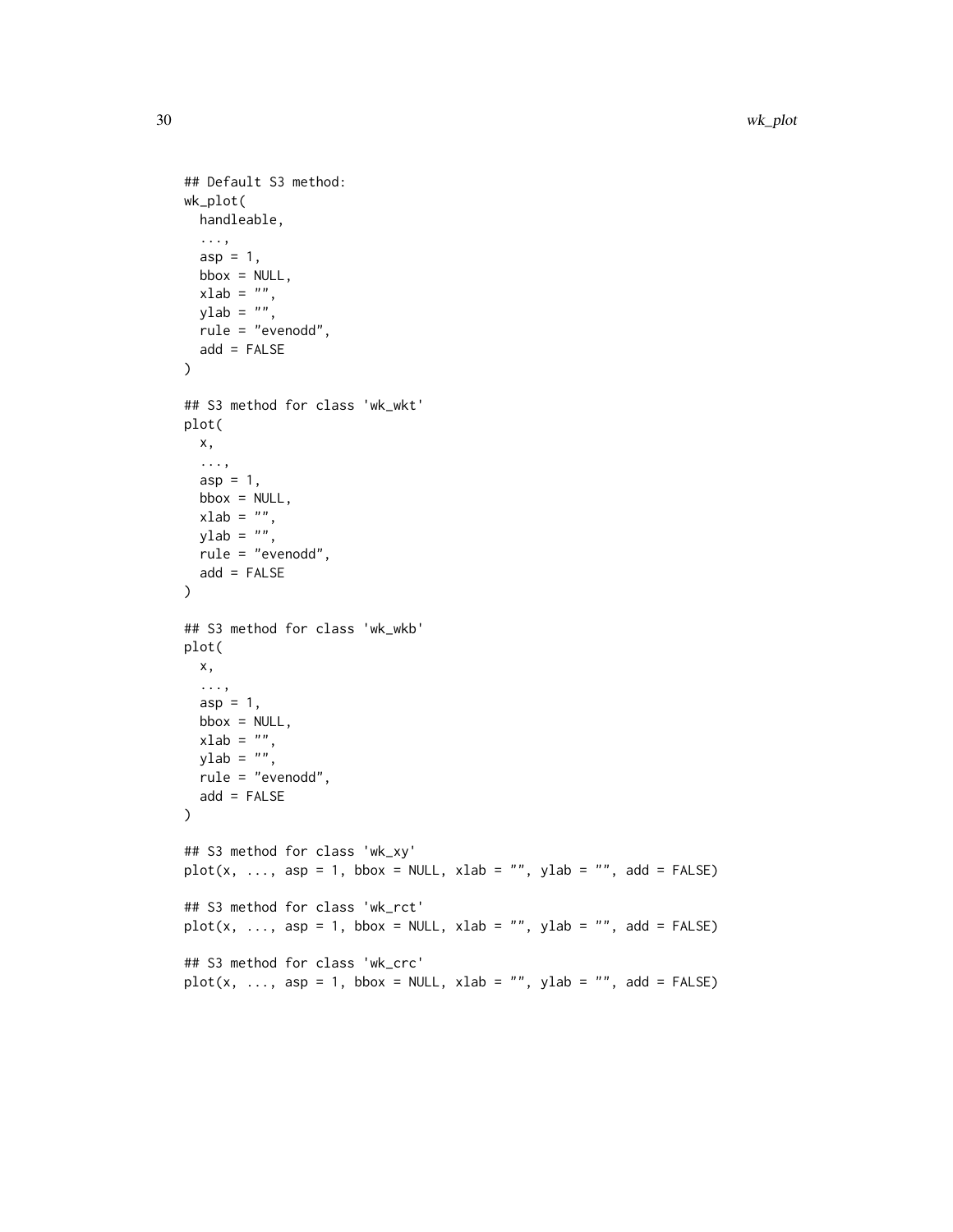```
## Default S3 method:
wk_plot(
  handleable,
  ...,
  asp = 1,
  bbox = NULL,
  xlab = "",
  ylab = "",
  rule = "evenodd",
  add = FALSE
)

## S3 method for class 'wk_wkt'
plot(
  x,
  ...,
  asp = 1,
  bbox = NULL,
  xlab = "",
  ylab = "",
  rule = "evenodd",
  add = FALSE
)

## S3 method for class 'wk_wkb'
plot(
  x,
  ...,
  asp = 1,
  bbox = NULL,
  xlab = "",
  ylab = "",
  rule = "evenodd",
  add = FALSE
)

## S3 method for class 'wk_xy'
plot(x, ..., asp = 1, bbox = NULL, xlab = "", ylab = "", add = FALSE)

## S3 method for class 'wk_rct'
plot(x, ..., asp = 1, bbox = NULL, xlab = "", ylab = "", add = FALSE)

## S3 method for class 'wk_crc'
plot(x, ..., asp = 1, bbox = NULL, xlab = "", ylab = "", add = FALSE)
```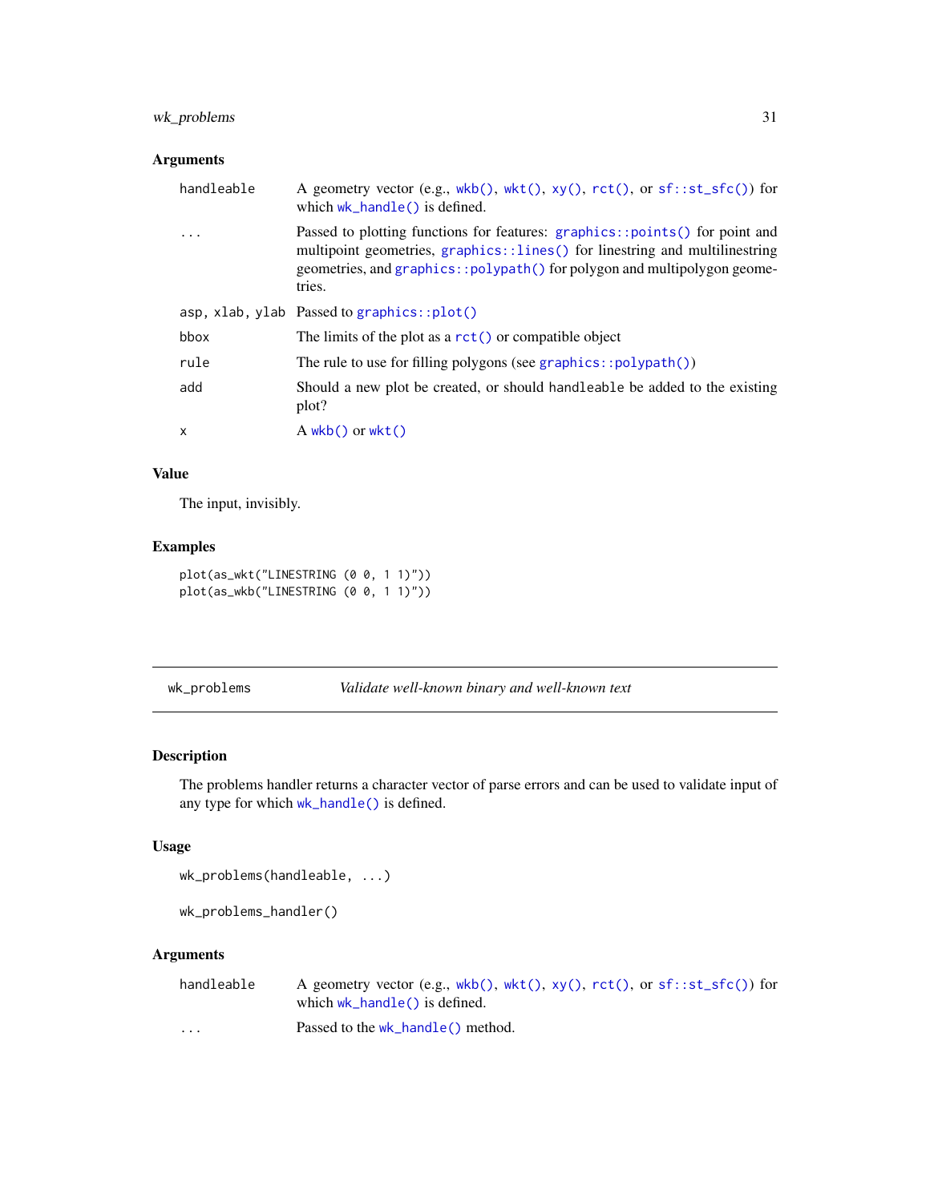## Arguments

| | |
|---|---|
| `handleable` | A geometry vector (e.g., `wkb()`, `wkt()`, `xy()`, `rct()`, or `sf::st_sfc()`) for which `wk_handle()` is defined. |
| `...` | Passed to plotting functions for features: `graphics::points()` for point and multipoint geometries, `graphics::lines()` for linestring and multilinestring geometries, and `graphics::polypath()` for polygon and multipolygon geometries. |
| `asp, xlab, ylab` | Passed to `graphics::plot()` |
| `bbox` | The limits of the plot as a `rct()` or compatible object |
| `rule` | The rule to use for filling polygons (see `graphics::polypath()`) |
| `add` | Should a new plot be created, or should `handleable` be added to the existing plot? |
| `x` | A `wkb()` or `wkt()` |

## Value

The input, invisibly.

## Examples

```
plot(as_wkt("LINESTRING (0 0, 1 1)"))
plot(as_wkb("LINESTRING (0 0, 1 1)"))
```

---

# wk_problems — *Validate well-known binary and well-known text*

## Description

The problems handler returns a character vector of parse errors and can be used to validate input of any type for which `wk_handle()` is defined.

## Usage

```
wk_problems(handleable, ...)

wk_problems_handler()
```

## Arguments

| | |
|---|---|
| `handleable` | A geometry vector (e.g., `wkb()`, `wkt()`, `xy()`, `rct()`, or `sf::st_sfc()`) for which `wk_handle()` is defined. |
| `...` | Passed to the `wk_handle()` method. |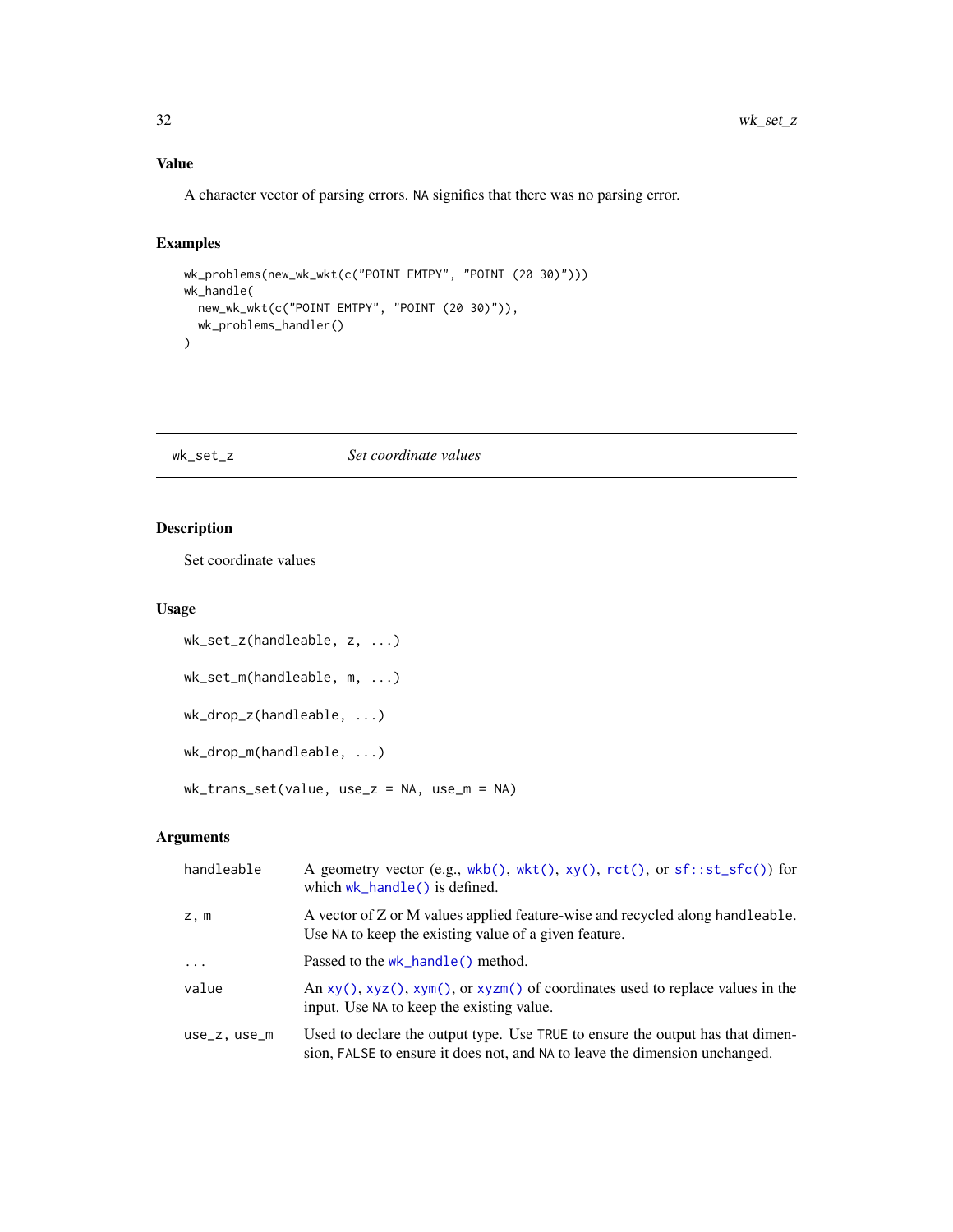### Value

A character vector of parsing errors. NA signifies that there was no parsing error.

### Examples

```
wk_problems(new_wk_wkt(c("POINT EMTPY", "POINT (20 30)")))
wk_handle(
  new_wk_wkt(c("POINT EMTPY", "POINT (20 30)")),
  wk_problems_handler()
)
```

---

## wk_set_z — *Set coordinate values*

### Description

Set coordinate values

### Usage

```
wk_set_z(handleable, z, ...)

wk_set_m(handleable, m, ...)

wk_drop_z(handleable, ...)

wk_drop_m(handleable, ...)

wk_trans_set(value, use_z = NA, use_m = NA)
```

### Arguments

| | |
|---|---|
| handleable | A geometry vector (e.g., wkb(), wkt(), xy(), rct(), or sf::st_sfc()) for which wk_handle() is defined. |
| z, m | A vector of Z or M values applied feature-wise and recycled along handleable. Use NA to keep the existing value of a given feature. |
| ... | Passed to the wk_handle() method. |
| value | An xy(), xyz(), xym(), or xyzm() of coordinates used to replace values in the input. Use NA to keep the existing value. |
| use_z, use_m | Used to declare the output type. Use TRUE to ensure the output has that dimension, FALSE to ensure it does not, and NA to leave the dimension unchanged. |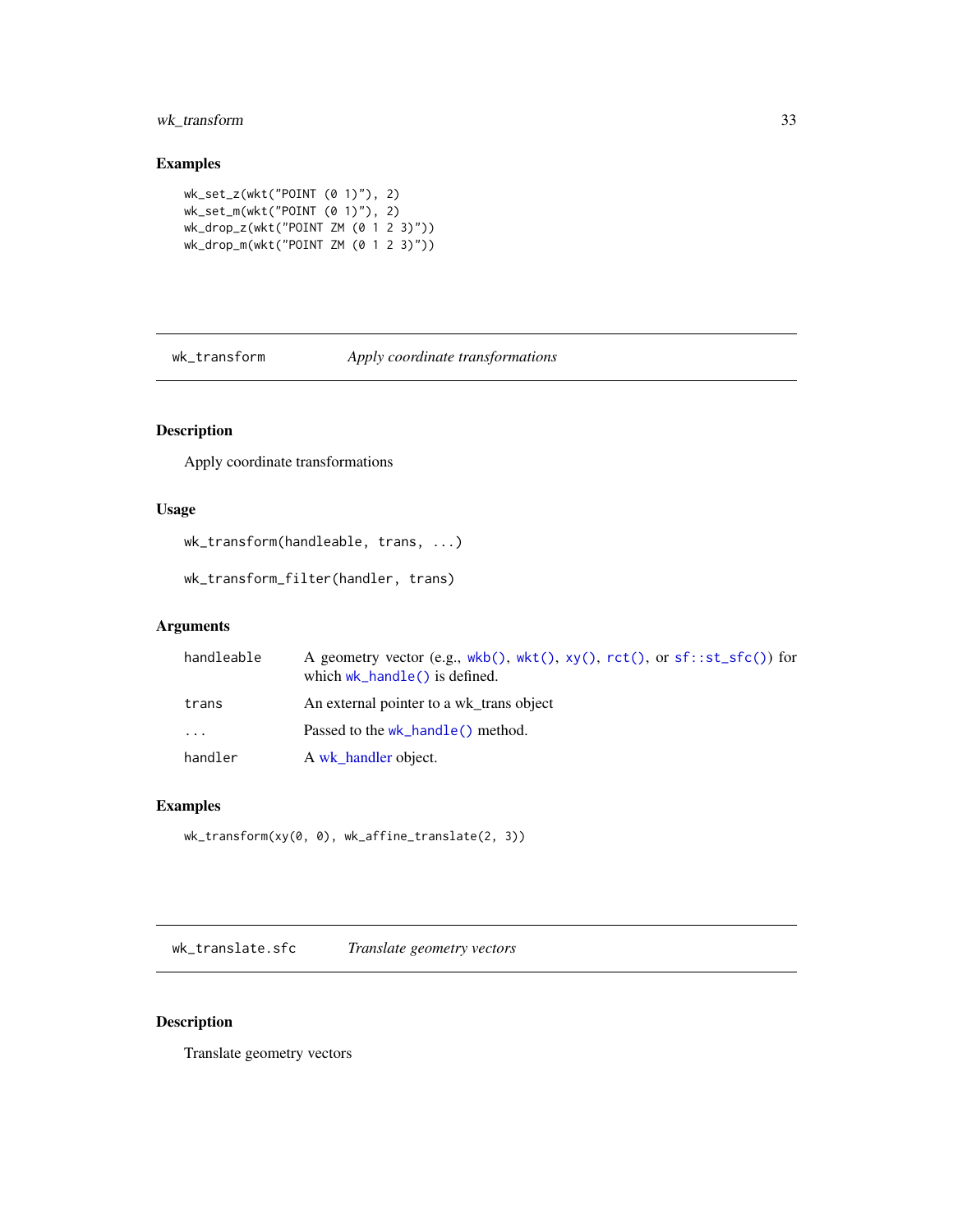## Examples

```
wk_set_z(wkt("POINT (0 1)"), 2)
wk_set_m(wkt("POINT (0 1)"), 2)
wk_drop_z(wkt("POINT ZM (0 1 2 3)"))
wk_drop_m(wkt("POINT ZM (0 1 2 3)"))
```

---

# wk_transform — *Apply coordinate transformations*

## Description

Apply coordinate transformations

## Usage

```
wk_transform(handleable, trans, ...)

wk_transform_filter(handler, trans)
```

## Arguments

| | |
|---|---|
| handleable | A geometry vector (e.g., wkb(), wkt(), xy(), rct(), or sf::st_sfc()) for which wk_handle() is defined. |
| trans | An external pointer to a wk_trans object |
| ... | Passed to the wk_handle() method. |
| handler | A wk_handler object. |

## Examples

```
wk_transform(xy(0, 0), wk_affine_translate(2, 3))
```

---

# wk_translate.sfc — *Translate geometry vectors*

## Description

Translate geometry vectors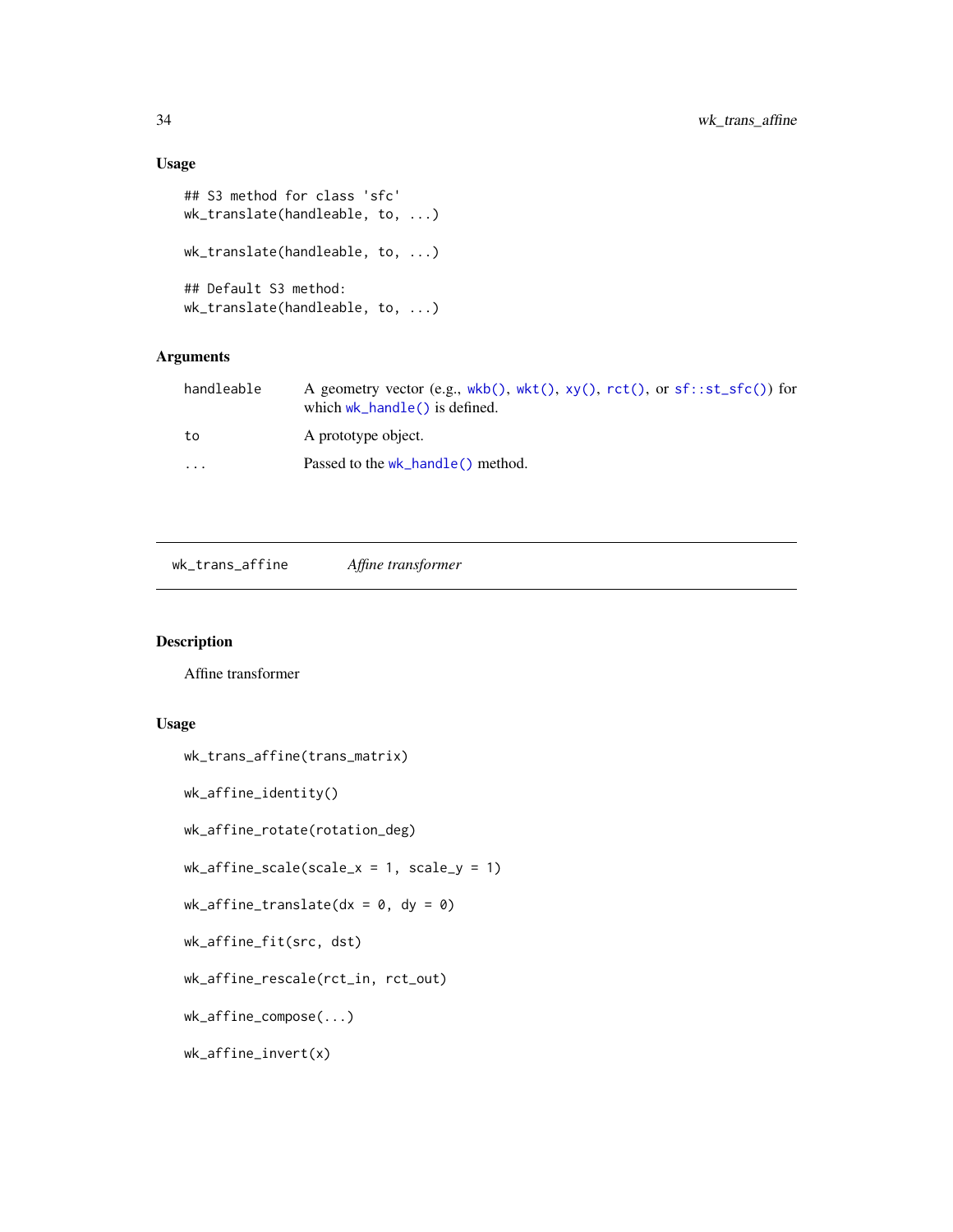### Usage

```
## S3 method for class 'sfc'
wk_translate(handleable, to, ...)

wk_translate(handleable, to, ...)

## Default S3 method:
wk_translate(handleable, to, ...)
```

### Arguments

| | |
|---|---|
| handleable | A geometry vector (e.g., wkb(), wkt(), xy(), rct(), or sf::st_sfc()) for which wk_handle() is defined. |
| to | A prototype object. |
| ... | Passed to the wk_handle() method. |

---

## wk_trans_affine &nbsp;&nbsp;&nbsp; *Affine transformer*

---

### Description

Affine transformer

### Usage

```
wk_trans_affine(trans_matrix)

wk_affine_identity()

wk_affine_rotate(rotation_deg)

wk_affine_scale(scale_x = 1, scale_y = 1)

wk_affine_translate(dx = 0, dy = 0)

wk_affine_fit(src, dst)

wk_affine_rescale(rct_in, rct_out)

wk_affine_compose(...)

wk_affine_invert(x)
```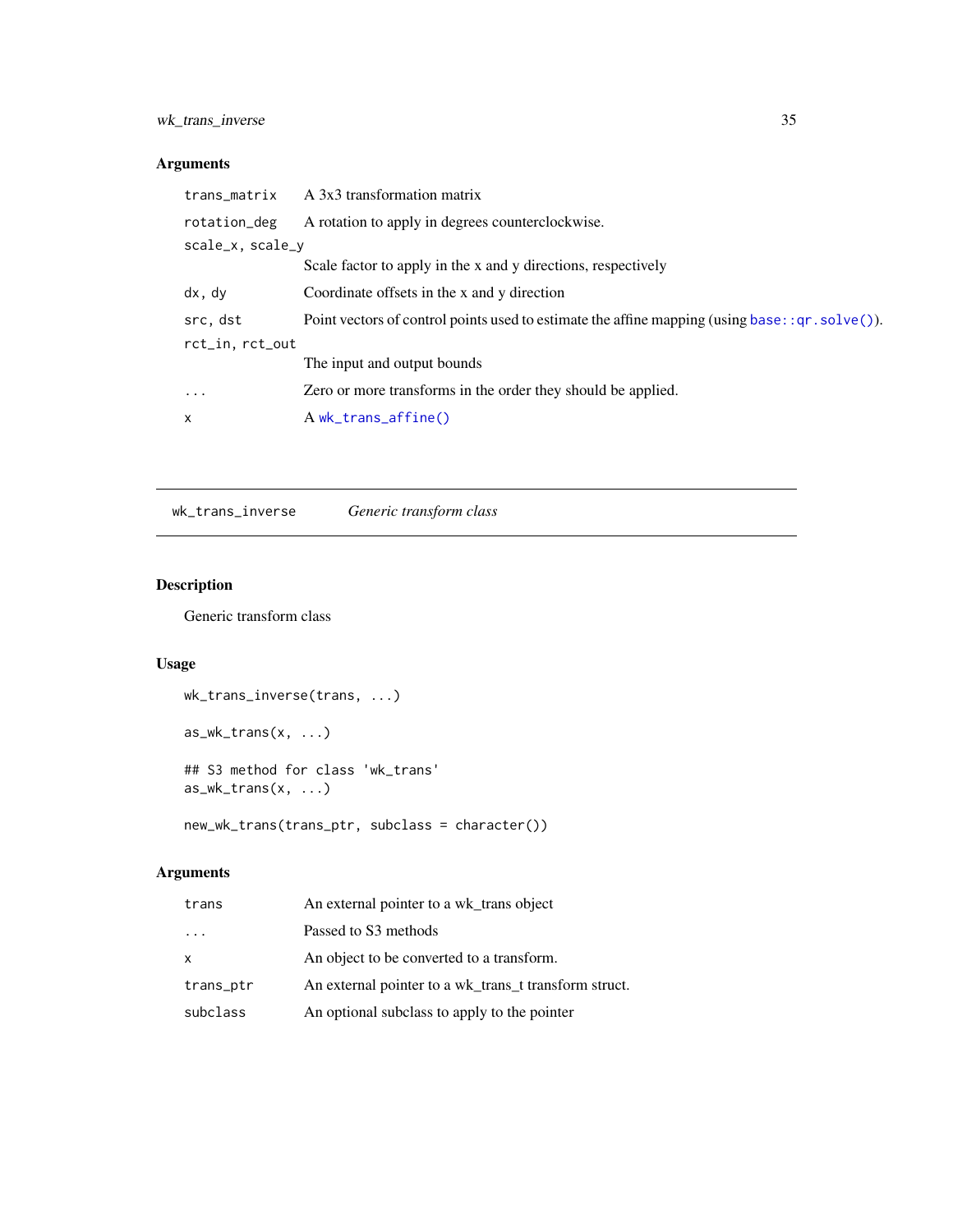## Arguments

| | |
|---|---|
| `trans_matrix` | A 3x3 transformation matrix |
| `rotation_deg` | A rotation to apply in degrees counterclockwise. |
| `scale_x, scale_y` | Scale factor to apply in the x and y directions, respectively |
| `dx, dy` | Coordinate offsets in the x and y direction |
| `src, dst` | Point vectors of control points used to estimate the affine mapping (using `base::qr.solve()`). |
| `rct_in, rct_out` | The input and output bounds |
| `...` | Zero or more transforms in the order they should be applied. |
| `x` | A `wk_trans_affine()` |

---

`wk_trans_inverse` *Generic transform class*

---

## Description

Generic transform class

## Usage

```
wk_trans_inverse(trans, ...)

as_wk_trans(x, ...)

## S3 method for class 'wk_trans'
as_wk_trans(x, ...)

new_wk_trans(trans_ptr, subclass = character())
```

## Arguments

| | |
|---|---|
| `trans` | An external pointer to a wk_trans object |
| `...` | Passed to S3 methods |
| `x` | An object to be converted to a transform. |
| `trans_ptr` | An external pointer to a wk_trans_t transform struct. |
| `subclass` | An optional subclass to apply to the pointer |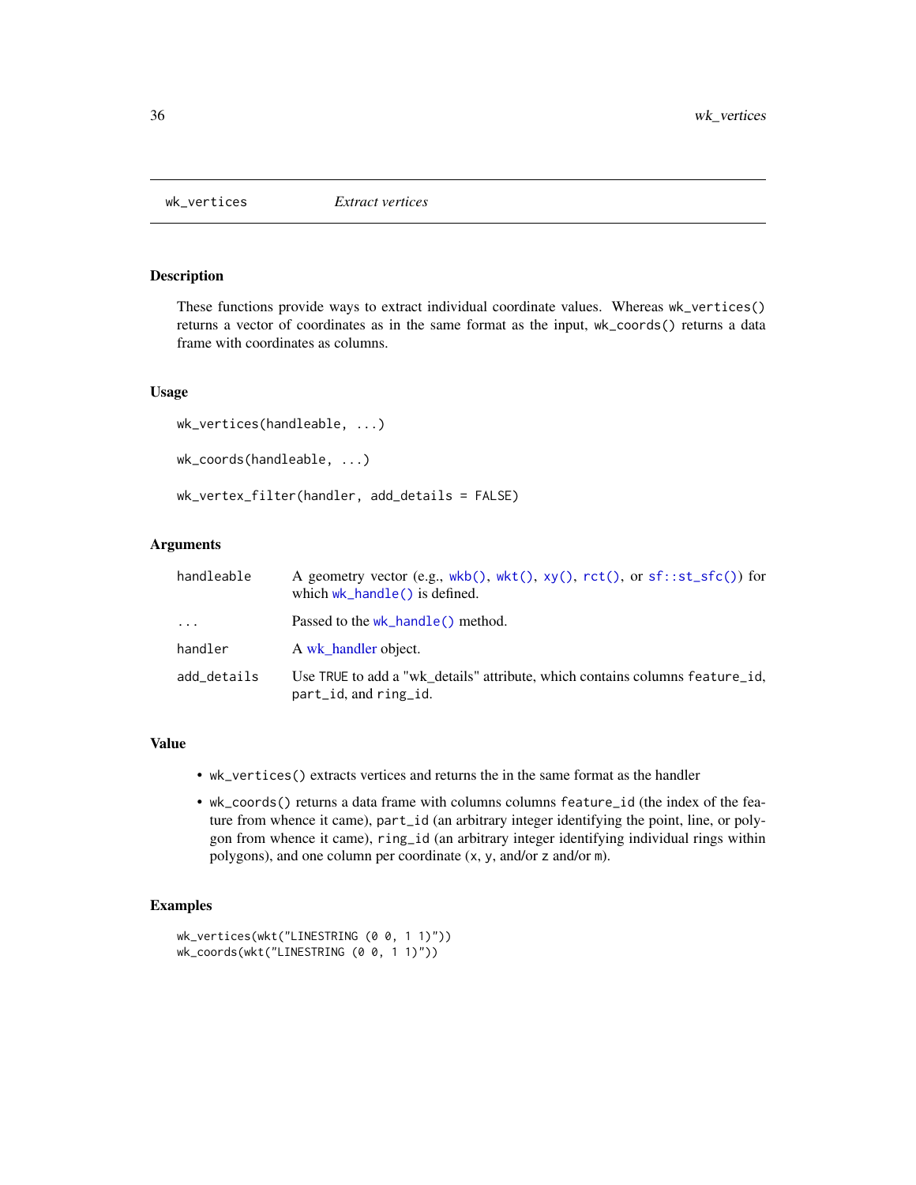## wk_vertices — *Extract vertices*

### Description

These functions provide ways to extract individual coordinate values. Whereas `wk_vertices()` returns a vector of coordinates as in the same format as the input, `wk_coords()` returns a data frame with coordinates as columns.

### Usage

```
wk_vertices(handleable, ...)

wk_coords(handleable, ...)

wk_vertex_filter(handler, add_details = FALSE)
```

### Arguments

| | |
|---|---|
| `handleable` | A geometry vector (e.g., `wkb()`, `wkt()`, `xy()`, `rct()`, or `sf::st_sfc()`) for which `wk_handle()` is defined. |
| `...` | Passed to the `wk_handle()` method. |
| `handler` | A wk_handler object. |
| `add_details` | Use `TRUE` to add a "wk_details" attribute, which contains columns `feature_id`, `part_id`, and `ring_id`. |

### Value

- `wk_vertices()` extracts vertices and returns the in the same format as the handler
- `wk_coords()` returns a data frame with columns columns `feature_id` (the index of the feature from whence it came), `part_id` (an arbitrary integer identifying the point, line, or polygon from whence it came), `ring_id` (an arbitrary integer identifying individual rings within polygons), and one column per coordinate (`x`, `y`, and/or `z` and/or `m`).

### Examples

```
wk_vertices(wkt("LINESTRING (0 0, 1 1)"))
wk_coords(wkt("LINESTRING (0 0, 1 1)"))
```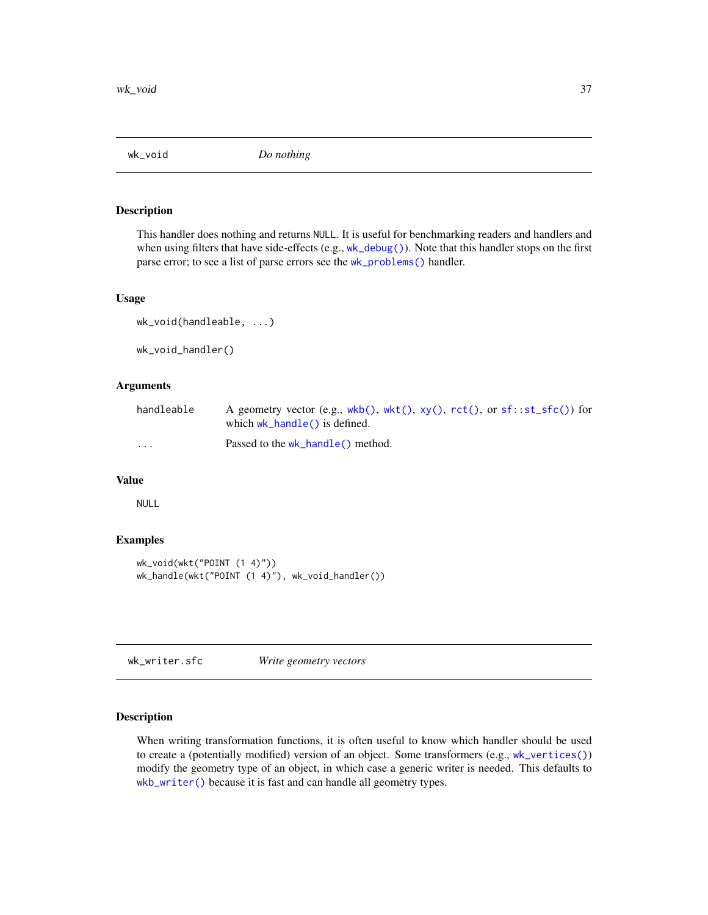## wk_void    *Do nothing*

### Description

This handler does nothing and returns NULL. It is useful for benchmarking readers and handlers and when using filters that have side-effects (e.g., `wk_debug()`). Note that this handler stops on the first parse error; to see a list of parse errors see the `wk_problems()` handler.

### Usage

```
wk_void(handleable, ...)

wk_void_handler()
```

### Arguments

| | |
|---|---|
| handleable | A geometry vector (e.g., `wkb()`, `wkt()`, `xy()`, `rct()`, or `sf::st_sfc()`) for which `wk_handle()` is defined. |
| ... | Passed to the `wk_handle()` method. |

### Value

NULL

### Examples

```
wk_void(wkt("POINT (1 4)"))
wk_handle(wkt("POINT (1 4)"), wk_void_handler())
```

## wk_writer.sfc    *Write geometry vectors*

### Description

When writing transformation functions, it is often useful to know which handler should be used to create a (potentially modified) version of an object. Some transformers (e.g., `wk_vertices()`) modify the geometry type of an object, in which case a generic writer is needed. This defaults to `wkb_writer()` because it is fast and can handle all geometry types.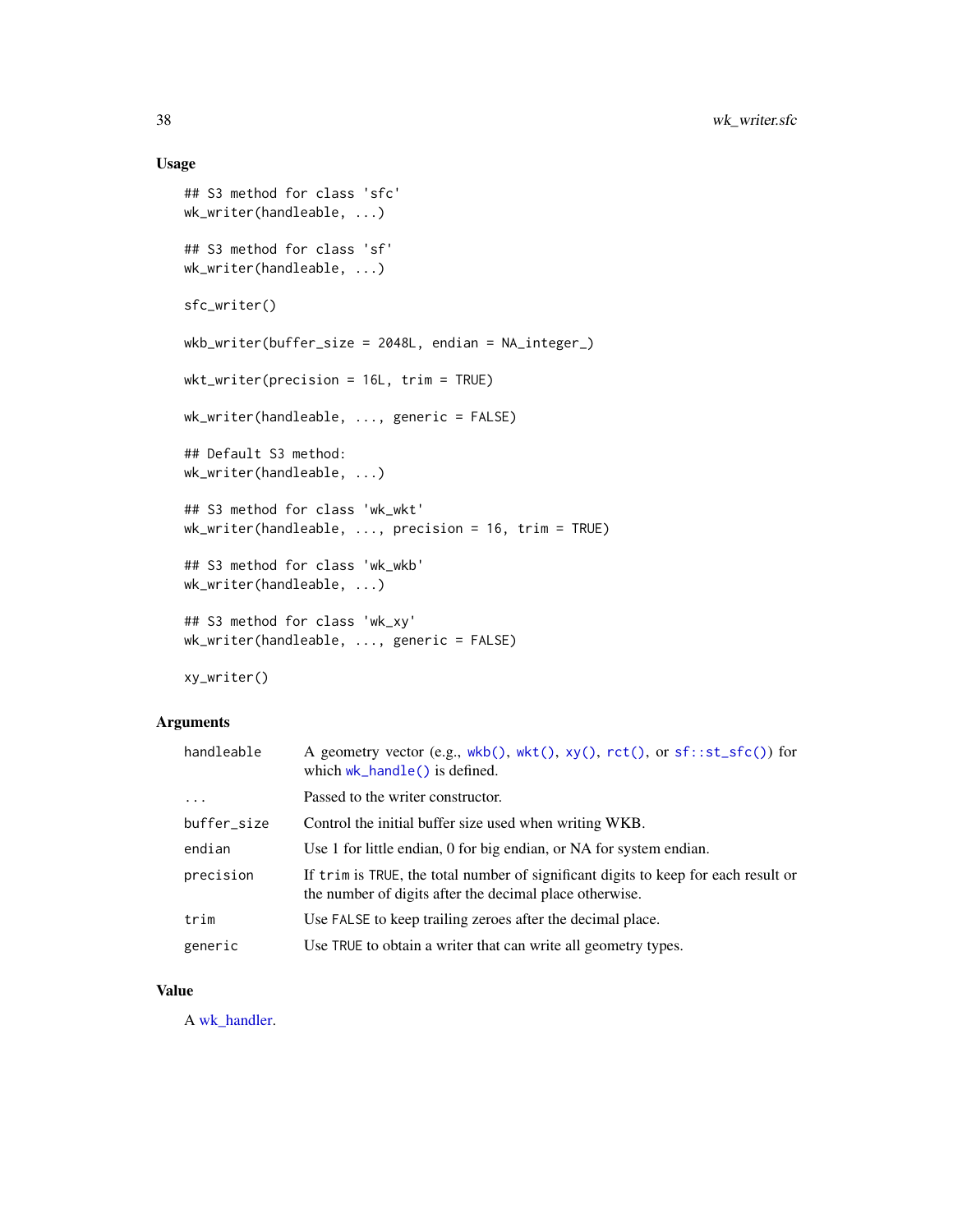## Usage

```
## S3 method for class 'sfc'
wk_writer(handleable, ...)

## S3 method for class 'sf'
wk_writer(handleable, ...)

sfc_writer()

wkb_writer(buffer_size = 2048L, endian = NA_integer_)

wkt_writer(precision = 16L, trim = TRUE)

wk_writer(handleable, ..., generic = FALSE)

## Default S3 method:
wk_writer(handleable, ...)

## S3 method for class 'wk_wkt'
wk_writer(handleable, ..., precision = 16, trim = TRUE)

## S3 method for class 'wk_wkb'
wk_writer(handleable, ...)

## S3 method for class 'wk_xy'
wk_writer(handleable, ..., generic = FALSE)

xy_writer()
```

## Arguments

| | |
|---|---|
| `handleable` | A geometry vector (e.g., `wkb()`, `wkt()`, `xy()`, `rct()`, or `sf::st_sfc()`) for which `wk_handle()` is defined. |
| `...` | Passed to the writer constructor. |
| `buffer_size` | Control the initial buffer size used when writing WKB. |
| `endian` | Use 1 for little endian, 0 for big endian, or NA for system endian. |
| `precision` | If `trim` is `TRUE`, the total number of significant digits to keep for each result or the number of digits after the decimal place otherwise. |
| `trim` | Use `FALSE` to keep trailing zeroes after the decimal place. |
| `generic` | Use `TRUE` to obtain a writer that can write all geometry types. |

## Value

A wk_handler.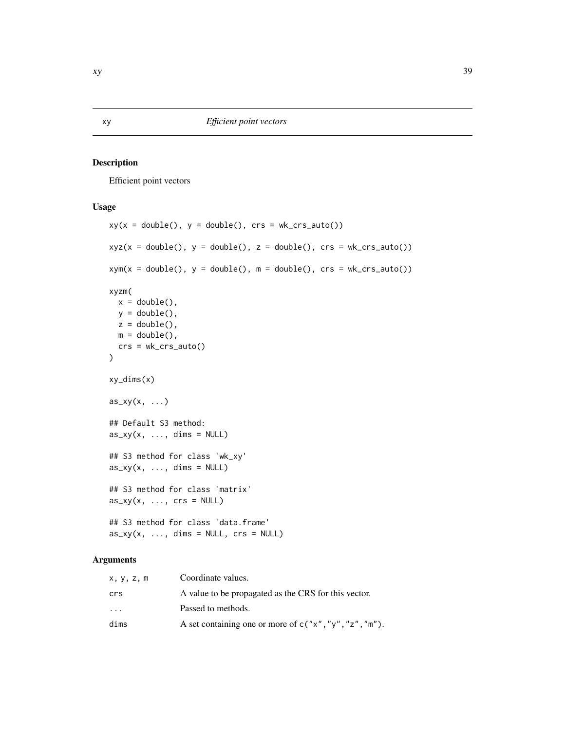## xy — *Efficient point vectors*

### Description

Efficient point vectors

### Usage

```
xy(x = double(), y = double(), crs = wk_crs_auto())

xyz(x = double(), y = double(), z = double(), crs = wk_crs_auto())

xym(x = double(), y = double(), m = double(), crs = wk_crs_auto())

xyzm(
  x = double(),
  y = double(),
  z = double(),
  m = double(),
  crs = wk_crs_auto()
)

xy_dims(x)

as_xy(x, ...)

## Default S3 method:
as_xy(x, ..., dims = NULL)

## S3 method for class 'wk_xy'
as_xy(x, ..., dims = NULL)

## S3 method for class 'matrix'
as_xy(x, ..., crs = NULL)

## S3 method for class 'data.frame'
as_xy(x, ..., dims = NULL, crs = NULL)
```

### Arguments

| | |
|---|---|
| `x, y, z, m` | Coordinate values. |
| `crs` | A value to be propagated as the CRS for this vector. |
| `...` | Passed to methods. |
| `dims` | A set containing one or more of `c("x","y","z","m")`. |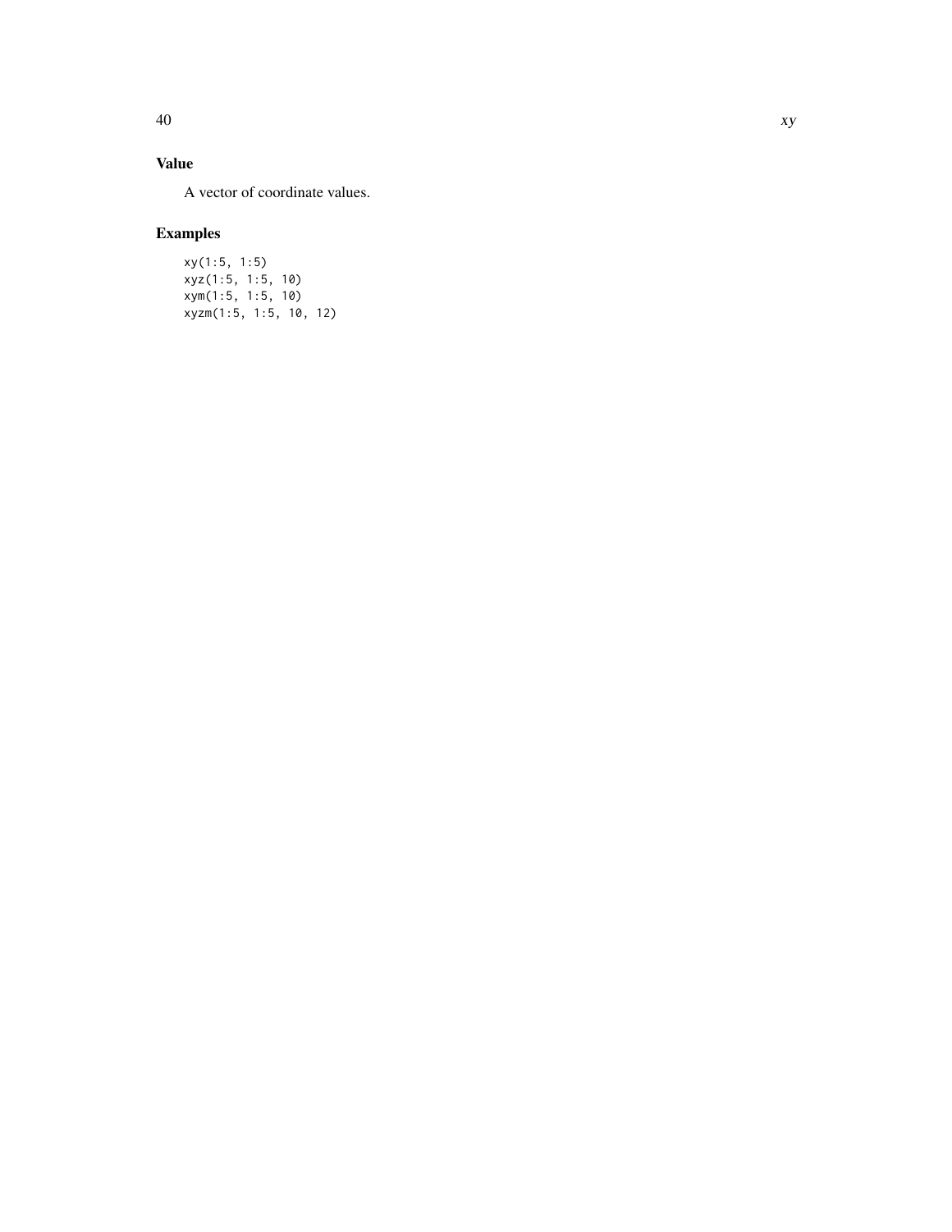### Value

A vector of coordinate values.

### Examples

```
xy(1:5, 1:5)
xyz(1:5, 1:5, 10)
xym(1:5, 1:5, 10)
xyzm(1:5, 1:5, 10, 12)
```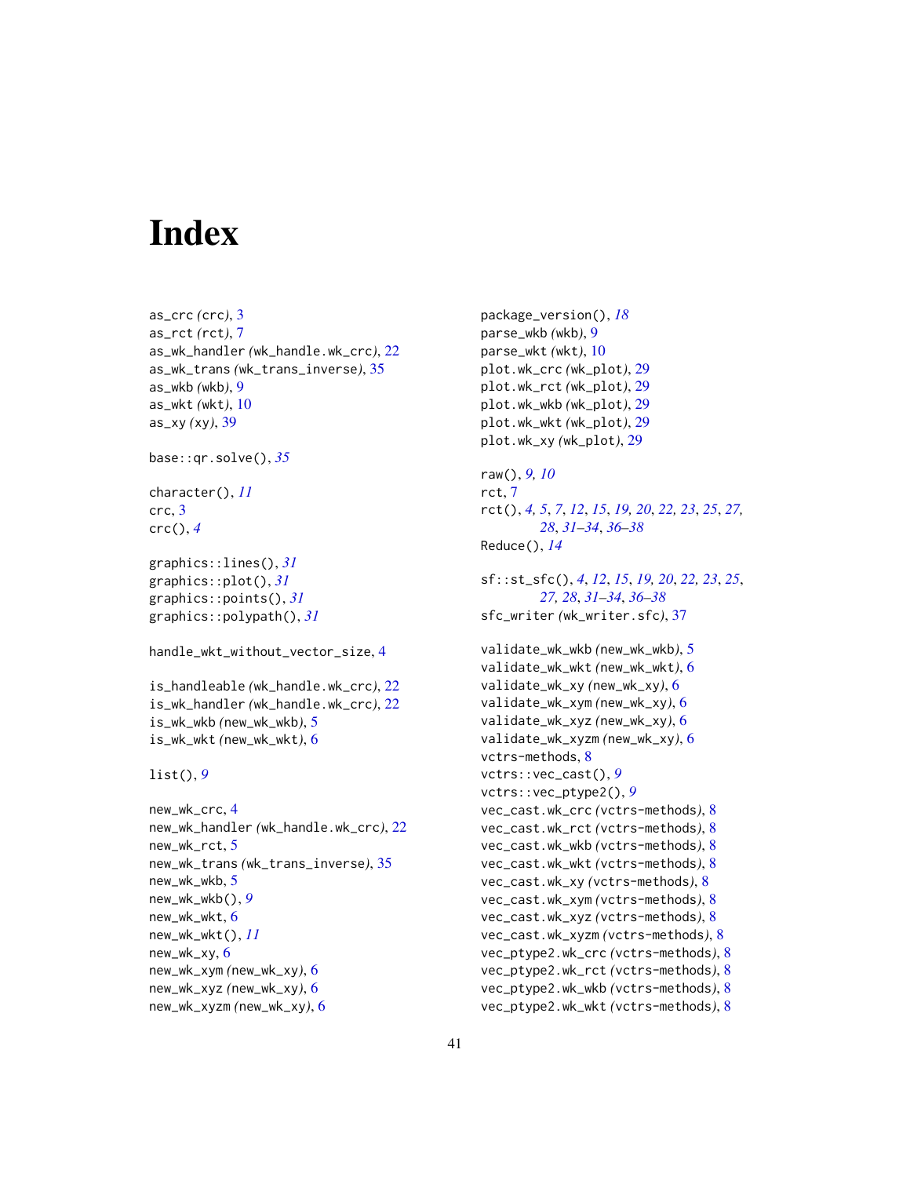# Index

as_crc (crc), 3
as_rct (rct), 7
as_wk_handler (wk_handle.wk_crc), 22
as_wk_trans (wk_trans_inverse), 35
as_wkb (wkb), 9
as_wkt (wkt), 10
as_xy (xy), 39

base::qr.solve(), *35*

character(), *11*
crc, 3
crc(), *4*

graphics::lines(), *31*
graphics::plot(), *31*
graphics::points(), *31*
graphics::polypath(), *31*

handle_wkt_without_vector_size, 4

is_handleable (wk_handle.wk_crc), 22
is_wk_handler (wk_handle.wk_crc), 22
is_wk_wkb (new_wk_wkb), 5
is_wk_wkt (new_wk_wkt), 6

list(), *9*

new_wk_crc, 4
new_wk_handler (wk_handle.wk_crc), 22
new_wk_rct, 5
new_wk_trans (wk_trans_inverse), 35
new_wk_wkb, 5
new_wk_wkb(), *9*
new_wk_wkt, 6
new_wk_wkt(), *11*
new_wk_xy, 6
new_wk_xym (new_wk_xy), 6
new_wk_xyz (new_wk_xy), 6
new_wk_xyzm (new_wk_xy), 6

package_version(), *18*
parse_wkb (wkb), 9
parse_wkt (wkt), 10
plot.wk_crc (wk_plot), 29
plot.wk_rct (wk_plot), 29
plot.wk_wkb (wk_plot), 29
plot.wk_wkt (wk_plot), 29
plot.wk_xy (wk_plot), 29

raw(), *9, 10*
rct, 7
rct(), *4, 5*, *7*, *12*, *15*, *19, 20*, *22, 23*, *25*, *27, 28*, *31–34*, *36–38*
Reduce(), *14*

sf::st_sfc(), *4*, *12*, *15*, *19, 20*, *22, 23*, *25*, *27, 28*, *31–34*, *36–38*
sfc_writer (wk_writer.sfc), 37

validate_wk_wkb (new_wk_wkb), 5
validate_wk_wkt (new_wk_wkt), 6
validate_wk_xy (new_wk_xy), 6
validate_wk_xym (new_wk_xy), 6
validate_wk_xyz (new_wk_xy), 6
validate_wk_xyzm (new_wk_xy), 6
vctrs-methods, 8
vctrs::vec_cast(), *9*
vctrs::vec_ptype2(), *9*
vec_cast.wk_crc (vctrs-methods), 8
vec_cast.wk_rct (vctrs-methods), 8
vec_cast.wk_wkb (vctrs-methods), 8
vec_cast.wk_wkt (vctrs-methods), 8
vec_cast.wk_xy (vctrs-methods), 8
vec_cast.wk_xym (vctrs-methods), 8
vec_cast.wk_xyz (vctrs-methods), 8
vec_cast.wk_xyzm (vctrs-methods), 8
vec_ptype2.wk_crc (vctrs-methods), 8
vec_ptype2.wk_rct (vctrs-methods), 8
vec_ptype2.wk_wkb (vctrs-methods), 8
vec_ptype2.wk_wkt (vctrs-methods), 8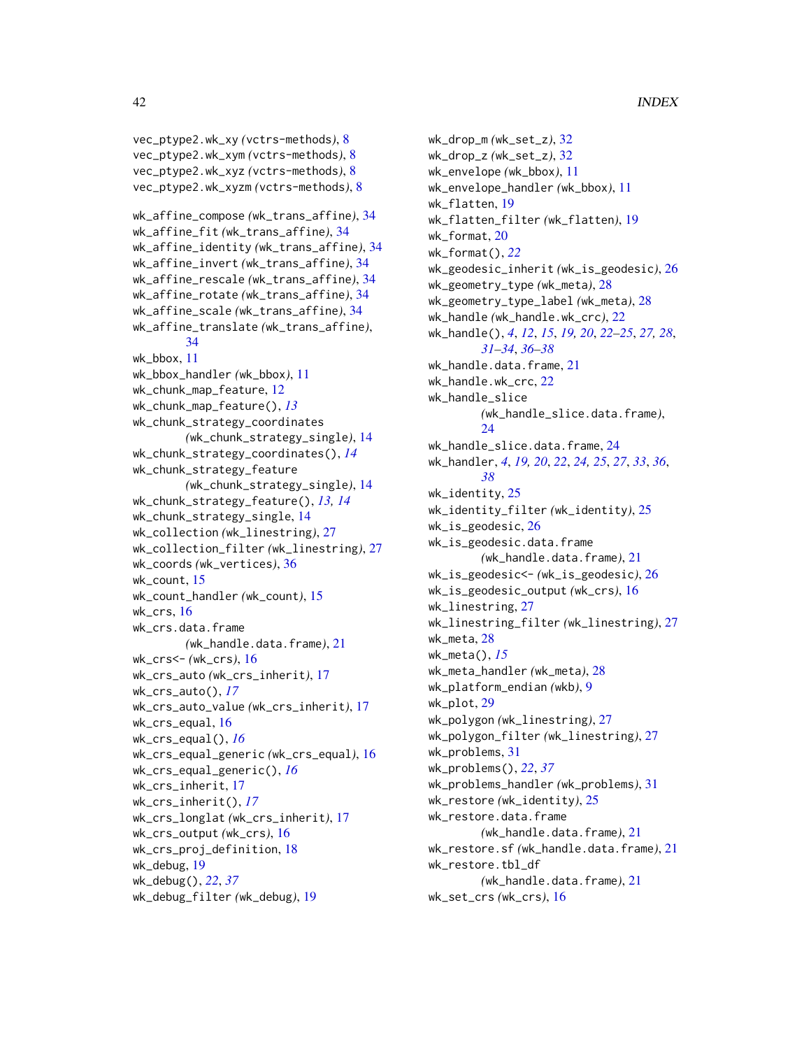vec_ptype2.wk_xy (vctrs-methods), 8
vec_ptype2.wk_xym (vctrs-methods), 8
vec_ptype2.wk_xyz (vctrs-methods), 8
vec_ptype2.wk_xyzm (vctrs-methods), 8

wk_affine_compose (wk_trans_affine), 34
wk_affine_fit (wk_trans_affine), 34
wk_affine_identity (wk_trans_affine), 34
wk_affine_invert (wk_trans_affine), 34
wk_affine_rescale (wk_trans_affine), 34
wk_affine_rotate (wk_trans_affine), 34
wk_affine_scale (wk_trans_affine), 34
wk_affine_translate (wk_trans_affine), 34
wk_bbox, 11
wk_bbox_handler (wk_bbox), 11
wk_chunk_map_feature, 12
wk_chunk_map_feature(), *13*
wk_chunk_strategy_coordinates (wk_chunk_strategy_single), 14
wk_chunk_strategy_coordinates(), *14*
wk_chunk_strategy_feature (wk_chunk_strategy_single), 14
wk_chunk_strategy_feature(), *13*, *14*
wk_chunk_strategy_single, 14
wk_collection (wk_linestring), 27
wk_collection_filter (wk_linestring), 27
wk_coords (wk_vertices), 36
wk_count, 15
wk_count_handler (wk_count), 15
wk_crs, 16
wk_crs.data.frame (wk_handle.data.frame), 21
wk_crs<- (wk_crs), 16
wk_crs_auto (wk_crs_inherit), 17
wk_crs_auto(), *17*
wk_crs_auto_value (wk_crs_inherit), 17
wk_crs_equal, 16
wk_crs_equal(), *16*
wk_crs_equal_generic (wk_crs_equal), 16
wk_crs_equal_generic(), *16*
wk_crs_inherit, 17
wk_crs_inherit(), *17*
wk_crs_longlat (wk_crs_inherit), 17
wk_crs_output (wk_crs), 16
wk_crs_proj_definition, 18
wk_debug, 19
wk_debug(), *22*, *37*
wk_debug_filter (wk_debug), 19
wk_drop_m (wk_set_z), 32
wk_drop_z (wk_set_z), 32
wk_envelope (wk_bbox), 11
wk_envelope_handler (wk_bbox), 11
wk_flatten, 19
wk_flatten_filter (wk_flatten), 19
wk_format, 20
wk_format(), *22*
wk_geodesic_inherit (wk_is_geodesic), 26
wk_geometry_type (wk_meta), 28
wk_geometry_type_label (wk_meta), 28
wk_handle (wk_handle.wk_crc), 22
wk_handle(), *4*, *12*, *15*, *19*, *20*, *22–25*, *27*, *28*, *31–34*, *36–38*
wk_handle.data.frame, 21
wk_handle.wk_crc, 22
wk_handle_slice (wk_handle_slice.data.frame), 24
wk_handle_slice.data.frame, 24
wk_handler, *4*, *19*, *20*, *22*, *24*, *25*, *27*, *33*, *36*, *38*
wk_identity, 25
wk_identity_filter (wk_identity), 25
wk_is_geodesic, 26
wk_is_geodesic.data.frame (wk_handle.data.frame), 21
wk_is_geodesic<- (wk_is_geodesic), 26
wk_is_geodesic_output (wk_crs), 16
wk_linestring, 27
wk_linestring_filter (wk_linestring), 27
wk_meta, 28
wk_meta(), *15*
wk_meta_handler (wk_meta), 28
wk_platform_endian (wkb), 9
wk_plot, 29
wk_polygon (wk_linestring), 27
wk_polygon_filter (wk_linestring), 27
wk_problems, 31
wk_problems(), *22*, *37*
wk_problems_handler (wk_problems), 31
wk_restore (wk_identity), 25
wk_restore.data.frame (wk_handle.data.frame), 21
wk_restore.sf (wk_handle.data.frame), 21
wk_restore.tbl_df (wk_handle.data.frame), 21
wk_set_crs (wk_crs), 16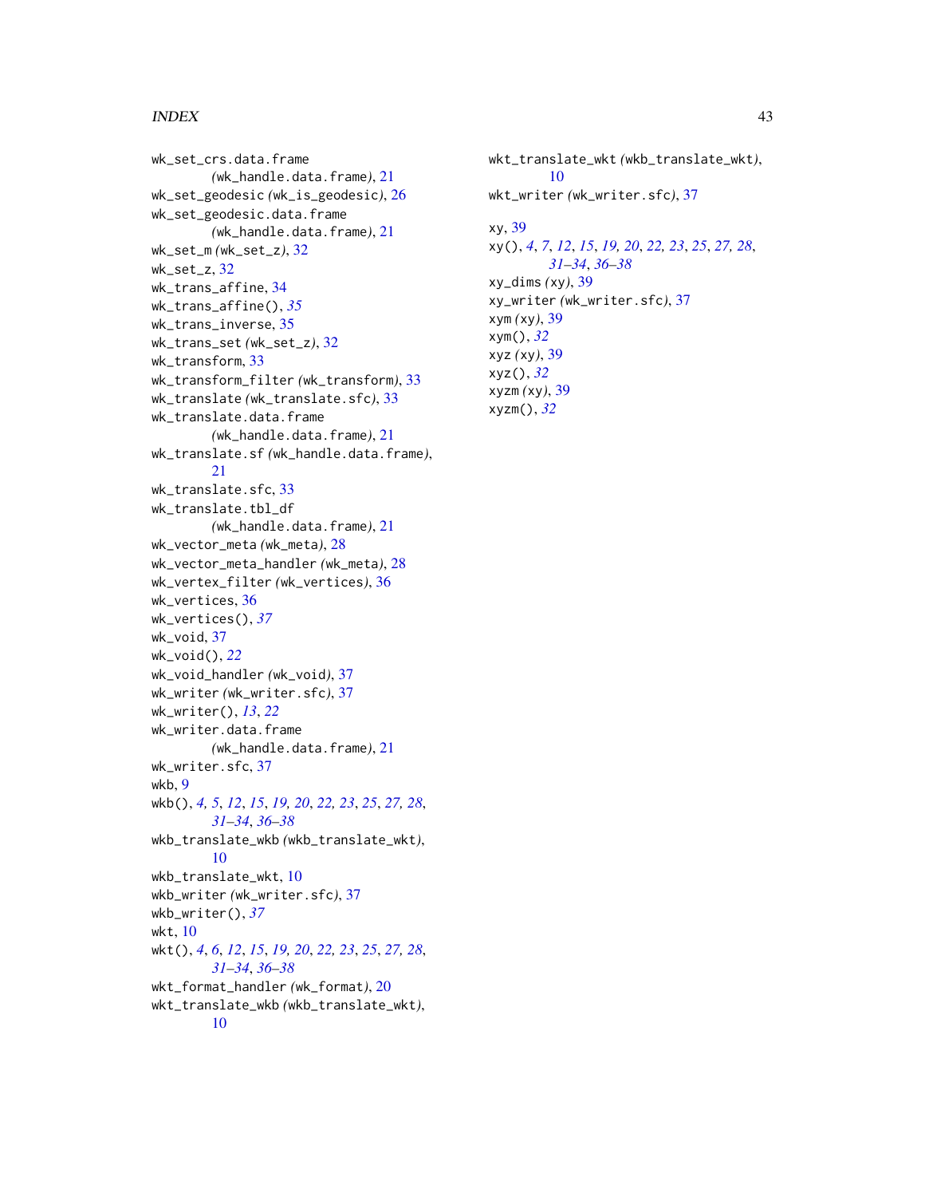wk_set_crs.data.frame
(wk_handle.data.frame), 21
wk_set_geodesic (wk_is_geodesic), 26
wk_set_geodesic.data.frame
(wk_handle.data.frame), 21
wk_set_m (wk_set_z), 32
wk_set_z, 32
wk_trans_affine, 34
wk_trans_affine(), *35*
wk_trans_inverse, 35
wk_trans_set (wk_set_z), 32
wk_transform, 33
wk_transform_filter (wk_transform), 33
wk_translate (wk_translate.sfc), 33
wk_translate.data.frame
(wk_handle.data.frame), 21
wk_translate.sf (wk_handle.data.frame), 21
wk_translate.sfc, 33
wk_translate.tbl_df
(wk_handle.data.frame), 21
wk_vector_meta (wk_meta), 28
wk_vector_meta_handler (wk_meta), 28
wk_vertex_filter (wk_vertices), 36
wk_vertices, 36
wk_vertices(), *37*
wk_void, 37
wk_void(), *22*
wk_void_handler (wk_void), 37
wk_writer (wk_writer.sfc), 37
wk_writer(), *13*, *22*
wk_writer.data.frame
(wk_handle.data.frame), 21
wk_writer.sfc, 37
wkb, 9
wkb(), *4, 5*, *12*, *15*, *19, 20*, *22, 23*, *25*, *27, 28*, *31–34*, *36–38*
wkb_translate_wkb (wkb_translate_wkt), 10
wkb_translate_wkt, 10
wkb_writer (wk_writer.sfc), 37
wkb_writer(), *37*
wkt, 10
wkt(), *4*, *6*, *12*, *15*, *19, 20*, *22, 23*, *25*, *27, 28*, *31–34*, *36–38*
wkt_format_handler (wk_format), 20
wkt_translate_wkb (wkb_translate_wkt), 10
wkt_translate_wkt (wkb_translate_wkt), 10
wkt_writer (wk_writer.sfc), 37

xy, 39
xy(), *4*, *7*, *12*, *15*, *19, 20*, *22, 23*, *25*, *27, 28*, *31–34*, *36–38*
xy_dims (xy), 39
xy_writer (wk_writer.sfc), 37
xym (xy), 39
xym(), *32*
xyz (xy), 39
xyz(), *32*
xyzm (xy), 39
xyzm(), *32*